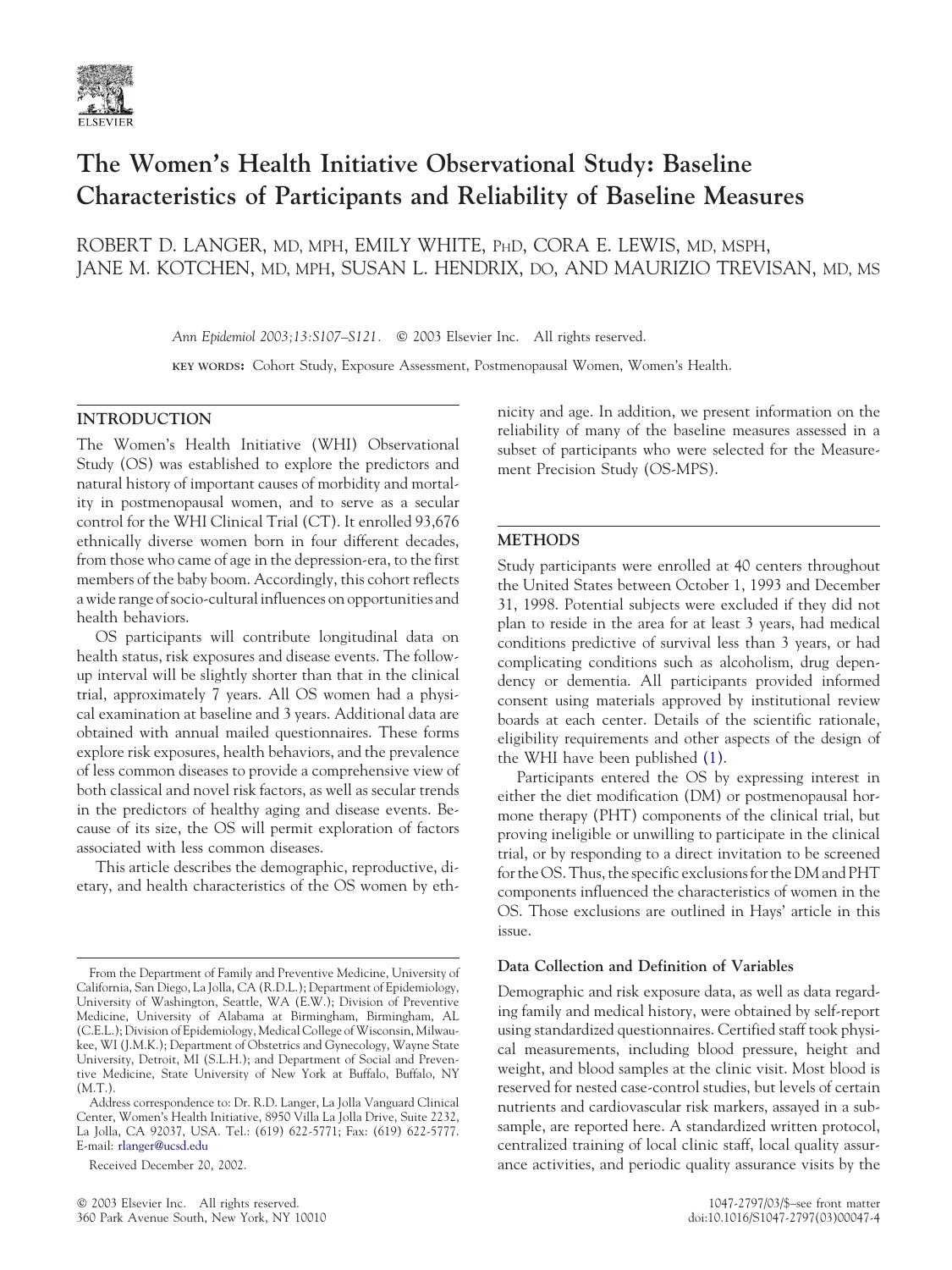# The Women's Health Initiative Observational Study: Baseline Characteristics of Participants and Reliability of Baseline Measures

ROBERT D. LANGER, MD, MPH, EMILY WHITE, PhD, CORA E. LEWIS, MD, MSPH, JANE M. KOTCHEN, MD, MPH, SUSAN L. HENDRIX, DO, AND MAURIZIO TREVISAN, MD, MS

*Ann Epidemiol 2003;13:S107–S121.* © 2003 Elsevier Inc. All rights reserved.

KEY WORDS: Cohort Study, Exposure Assessment, Postmenopausal Women, Women's Health.

## INTRODUCTION

The Women's Health Initiative (WHI) Observational Study (OS) was established to explore the predictors and natural history of important causes of morbidity and mortality in postmenopausal women, and to serve as a secular control for the WHI Clinical Trial (CT). It enrolled 93,676 ethnically diverse women born in four different decades, from those who came of age in the depression-era, to the first members of the baby boom. Accordingly, this cohort reflects a wide range of socio-cultural influences on opportunities and health behaviors.

OS participants will contribute longitudinal data on health status, risk exposures and disease events. The follow-up interval will be slightly shorter than that in the clinical trial, approximately 7 years. All OS women had a physical examination at baseline and 3 years. Additional data are obtained with annual mailed questionnaires. These forms explore risk exposures, health behaviors, and the prevalence of less common diseases to provide a comprehensive view of both classical and novel risk factors, as well as secular trends in the predictors of healthy aging and disease events. Because of its size, the OS will permit exploration of factors associated with less common diseases.

This article describes the demographic, reproductive, dietary, and health characteristics of the OS women by ethnicity and age. In addition, we present information on the reliability of many of the baseline measures assessed in a subset of participants who were selected for the Measurement Precision Study (OS-MPS).

## METHODS

Study participants were enrolled at 40 centers throughout the United States between October 1, 1993 and December 31, 1998. Potential subjects were excluded if they did not plan to reside in the area for at least 3 years, had medical conditions predictive of survival less than 3 years, or had complicating conditions such as alcoholism, drug dependency or dementia. All participants provided informed consent using materials approved by institutional review boards at each center. Details of the scientific rationale, eligibility requirements and other aspects of the design of the WHI have been published (1).

Participants entered the OS by expressing interest in either the diet modification (DM) or postmenopausal hormone therapy (PHT) components of the clinical trial, but proving ineligible or unwilling to participate in the clinical trial, or by responding to a direct invitation to be screened for the OS. Thus, the specific exclusions for the DM and PHT components influenced the characteristics of women in the OS. Those exclusions are outlined in Hays' article in this issue.

### Data Collection and Definition of Variables

Demographic and risk exposure data, as well as data regarding family and medical history, were obtained by self-report using standardized questionnaires. Certified staff took physical measurements, including blood pressure, height and weight, and blood samples at the clinic visit. Most blood is reserved for nested case-control studies, but levels of certain nutrients and cardiovascular risk markers, assayed in a subsample, are reported here. A standardized written protocol, centralized training of local clinic staff, local quality assurance activities, and periodic quality assurance visits by the

---

From the Department of Family and Preventive Medicine, University of California, San Diego, La Jolla, CA (R.D.L.); Department of Epidemiology, University of Washington, Seattle, WA (E.W.); Division of Preventive Medicine, University of Alabama at Birmingham, Birmingham, AL (C.E.L.); Division of Epidemiology, Medical College of Wisconsin, Milwaukee, WI (J.M.K.); Department of Obstetrics and Gynecology, Wayne State University, Detroit, MI (S.L.H.); and Department of Social and Preventive Medicine, State University of New York at Buffalo, Buffalo, NY (M.T.).

Address correspondence to: Dr. R.D. Langer, La Jolla Vanguard Clinical Center, Women's Health Initiative, 8950 Villa La Jolla Drive, Suite 2232, La Jolla, CA 92037, USA. Tel.: (619) 622-5771; Fax: (619) 622-5777. E-mail: rlanger@ucsd.edu

Received December 20, 2002.

© 2003 Elsevier Inc. All rights reserved.
360 Park Avenue South, New York, NY 10010

1047-2797/03/$–see front matter
doi:10.1016/S1047-2797(03)00047-4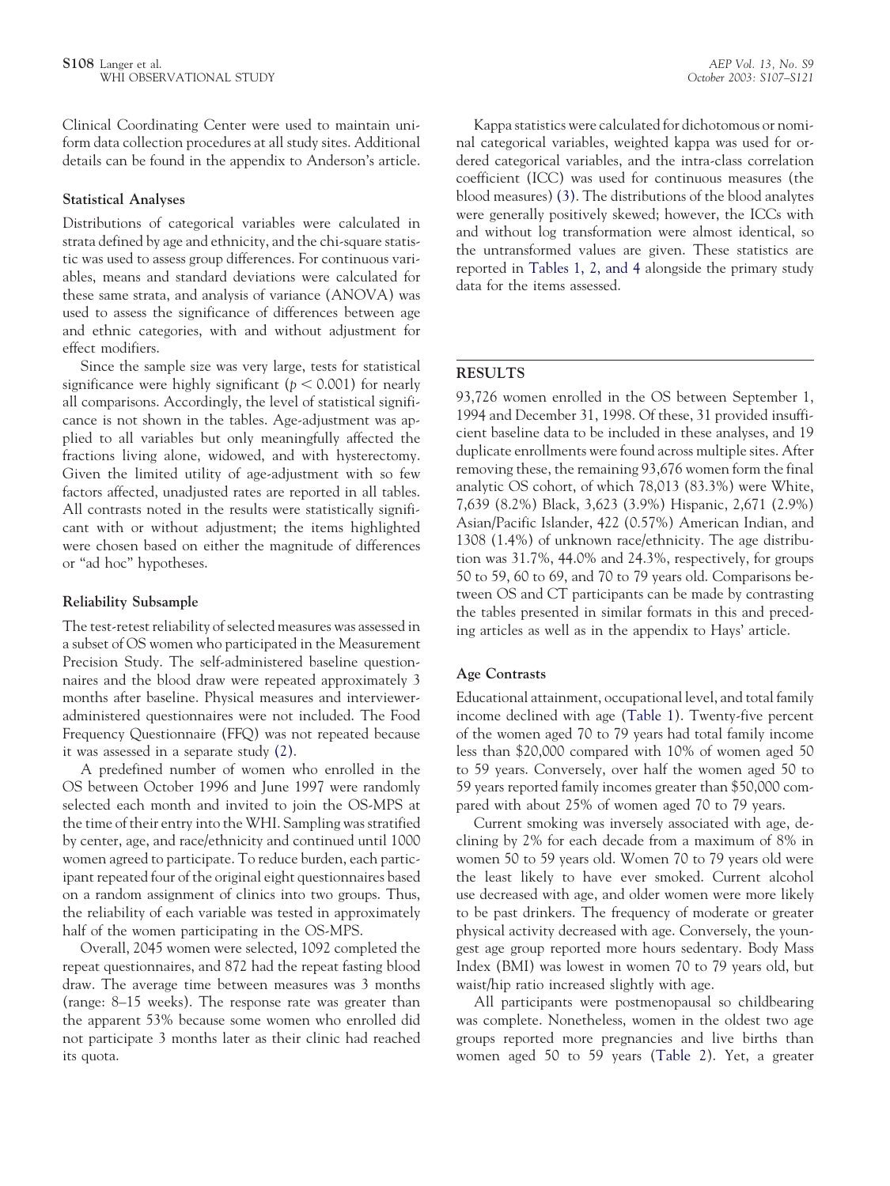Clinical Coordinating Center were used to maintain uniform data collection procedures at all study sites. Additional details can be found in the appendix to Anderson's article.

### Statistical Analyses

Distributions of categorical variables were calculated in strata defined by age and ethnicity, and the chi-square statistic was used to assess group differences. For continuous variables, means and standard deviations were calculated for these same strata, and analysis of variance (ANOVA) was used to assess the significance of differences between age and ethnic categories, with and without adjustment for effect modifiers.

Since the sample size was very large, tests for statistical significance were highly significant ($p < 0.001$) for nearly all comparisons. Accordingly, the level of statistical significance is not shown in the tables. Age-adjustment was applied to all variables but only meaningfully affected the fractions living alone, widowed, and with hysterectomy. Given the limited utility of age-adjustment with so few factors affected, unadjusted rates are reported in all tables. All contrasts noted in the results were statistically significant with or without adjustment; the items highlighted were chosen based on either the magnitude of differences or "ad hoc" hypotheses.

### Reliability Subsample

The test-retest reliability of selected measures was assessed in a subset of OS women who participated in the Measurement Precision Study. The self-administered baseline questionnaires and the blood draw were repeated approximately 3 months after baseline. Physical measures and interviewer-administered questionnaires were not included. The Food Frequency Questionnaire (FFQ) was not repeated because it was assessed in a separate study (2).

A predefined number of women who enrolled in the OS between October 1996 and June 1997 were randomly selected each month and invited to join the OS-MPS at the time of their entry into the WHI. Sampling was stratified by center, age, and race/ethnicity and continued until 1000 women agreed to participate. To reduce burden, each participant repeated four of the original eight questionnaires based on a random assignment of clinics into two groups. Thus, the reliability of each variable was tested in approximately half of the women participating in the OS-MPS.

Overall, 2045 women were selected, 1092 completed the repeat questionnaires, and 872 had the repeat fasting blood draw. The average time between measures was 3 months (range: 8–15 weeks). The response rate was greater than the apparent 53% because some women who enrolled did not participate 3 months later as their clinic had reached its quota.

Kappa statistics were calculated for dichotomous or nominal categorical variables, weighted kappa was used for ordered categorical variables, and the intra-class correlation coefficient (ICC) was used for continuous measures (the blood measures) (3). The distributions of the blood analytes were generally positively skewed; however, the ICCs with and without log transformation were almost identical, so the untransformed values are given. These statistics are reported in Tables 1, 2, and 4 alongside the primary study data for the items assessed.

## RESULTS

93,726 women enrolled in the OS between September 1, 1994 and December 31, 1998. Of these, 31 provided insufficient baseline data to be included in these analyses, and 19 duplicate enrollments were found across multiple sites. After removing these, the remaining 93,676 women form the final analytic OS cohort, of which 78,013 (83.3%) were White, 7,639 (8.2%) Black, 3,623 (3.9%) Hispanic, 2,671 (2.9%) Asian/Pacific Islander, 422 (0.57%) American Indian, and 1308 (1.4%) of unknown race/ethnicity. The age distribution was 31.7%, 44.0% and 24.3%, respectively, for groups 50 to 59, 60 to 69, and 70 to 79 years old. Comparisons between OS and CT participants can be made by contrasting the tables presented in similar formats in this and preceding articles as well as in the appendix to Hays' article.

### Age Contrasts

Educational attainment, occupational level, and total family income declined with age (Table 1). Twenty-five percent of the women aged 70 to 79 years had total family income less than $20,000 compared with 10% of women aged 50 to 59 years. Conversely, over half the women aged 50 to 59 years reported family incomes greater than $50,000 compared with about 25% of women aged 70 to 79 years.

Current smoking was inversely associated with age, declining by 2% for each decade from a maximum of 8% in women 50 to 59 years old. Women 70 to 79 years old were the least likely to have ever smoked. Current alcohol use decreased with age, and older women were more likely to be past drinkers. The frequency of moderate or greater physical activity decreased with age. Conversely, the youngest age group reported more hours sedentary. Body Mass Index (BMI) was lowest in women 70 to 79 years old, but waist/hip ratio increased slightly with age.

All participants were postmenopausal so childbearing was complete. Nonetheless, women in the oldest two age groups reported more pregnancies and live births than women aged 50 to 59 years (Table 2). Yet, a greater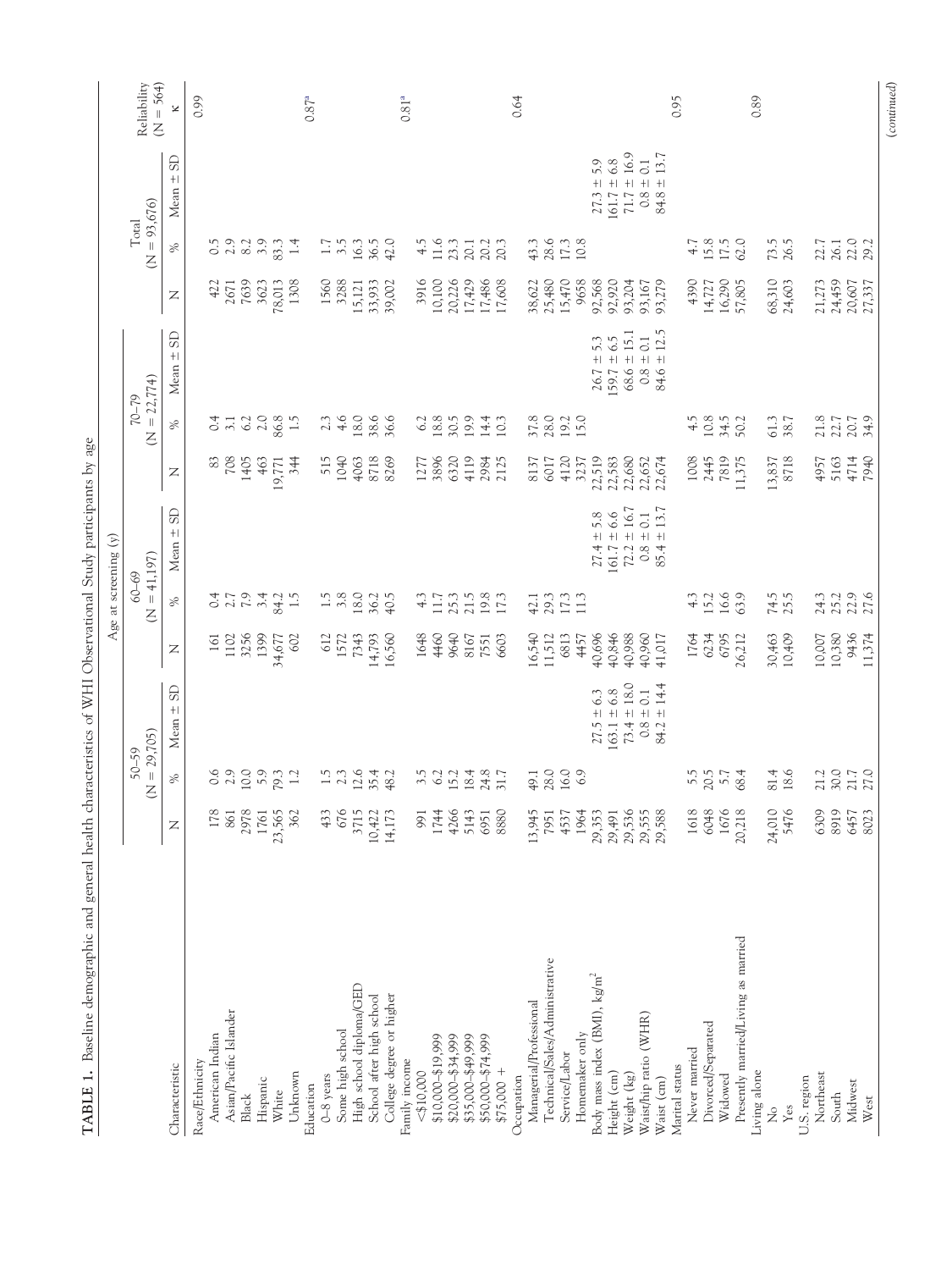**TABLE 1.** Baseline demographic and general health characteristics of WHI Observational Study participants by age

| Characteristic | Age at screening (y) | | | | | | | | | | | | Reliability (N = 564) |
|---|---|---|---|---|---|---|---|---|---|---|---|---|---|
| | 50–59 (N = 29,705) | | | 60–69 (N = 41,197) | | | 70–79 (N = 22,774) | | | Total (N = 93,676) | | | |
| | N | % | Mean ± SD | N | % | Mean ± SD | N | % | Mean ± SD | N | % | Mean ± SD | κ |
| Race/Ethnicity | | | | | | | | | | | | | 0.99 |
| American Indian | 178 | 0.6 | | 161 | 0.4 | | 83 | 0.4 | | 422 | 0.5 | | |
| Asian/Pacific Islander | 861 | 2.9 | | 1102 | 2.7 | | 708 | 3.1 | | 2671 | 2.9 | | |
| Black | 2978 | 10.0 | | 3256 | 7.9 | | 1405 | 6.2 | | 7639 | 8.2 | | |
| Hispanic | 1761 | 5.9 | | 1399 | 3.4 | | 463 | 2.0 | | 3623 | 3.9 | | |
| White | 23,565 | 79.3 | | 34,677 | 84.2 | | 19,771 | 86.8 | | 78,013 | 83.3 | | |
| Unknown | 362 | 1.2 | | 602 | 1.5 | | 344 | 1.5 | | 1308 | 1.4 | | |
| Education | | | | | | | | | | | | | 0.87[a] |
| 0–8 years | 433 | 1.5 | | 612 | 1.5 | | 515 | 2.3 | | 1560 | 1.7 | | |
| Some high school | 676 | 2.3 | | 1572 | 3.8 | | 1040 | 4.6 | | 3288 | 3.5 | | |
| High school diploma/GED | 3715 | 12.6 | | 7343 | 18.0 | | 4063 | 18.0 | | 15,121 | 16.3 | | |
| School after high school | 10,422 | 35.4 | | 14,793 | 36.2 | | 8718 | 38.6 | | 33,933 | 36.5 | | |
| College degree or higher | 14,173 | 48.2 | | 16,560 | 40.5 | | 8269 | 36.6 | | 39,002 | 42.0 | | |
| Family income | | | | | | | | | | | | | 0.81[a] |
| <$10,000 | 991 | 3.5 | | 1648 | 4.3 | | 1277 | 6.2 | | 3916 | 4.5 | | |
| $10,000–$19,999 | 1744 | 6.2 | | 4460 | 11.7 | | 3896 | 18.8 | | 10,100 | 11.6 | | |
| $20,000–$34,999 | 4266 | 15.2 | | 9640 | 25.3 | | 6320 | 30.5 | | 20,226 | 23.3 | | |
| $35,000–$49,999 | 5143 | 18.4 | | 8167 | 21.5 | | 4119 | 19.9 | | 17,429 | 20.1 | | |
| $50,000–$74,999 | 6951 | 24.8 | | 7551 | 19.8 | | 2984 | 14.4 | | 17,486 | 20.2 | | |
| $75,000 + | 8880 | 31.7 | | 6603 | 17.3 | | 2125 | 10.3 | | 17,608 | 20.3 | | |
| Occupation | | | | | | | | | | | | | 0.64 |
| Managerial/Professional | 13,945 | 49.1 | | 16,540 | 42.1 | | 8137 | 37.8 | | 38,622 | 43.3 | | |
| Technical/Sales/Administrative | 7951 | 28.0 | | 11,512 | 29.3 | | 6017 | 28.0 | | 25,480 | 28.6 | | |
| Service/Labor | 4537 | 16.0 | | 6813 | 17.3 | | 4120 | 19.2 | | 15,470 | 17.3 | | |
| Homemaker only | 1964 | 6.9 | | 4457 | 11.3 | | 3237 | 15.0 | | 9658 | 10.8 | | |
| Body mass index (BMI), kg/m$^2$ | 29,353 | | 27.5 ± 6.3 | 40,696 | | 27.4 ± 5.8 | 22,519 | | 26.7 ± 5.3 | 92,568 | | 27.3 ± 5.9 | |
| Height (cm) | 29,491 | | 163.1 ± 6.8 | 40,846 | | 161.7 ± 6.6 | 22,583 | | 159.7 ± 6.5 | 92,920 | | 161.7 ± 6.8 | |
| Weight (kg) | 29,536 | | 73.4 ± 18.0 | 40,988 | | 72.2 ± 16.7 | 22,680 | | 68.6 ± 15.1 | 93,204 | | 71.7 ± 16.9 | |
| Waist/hip ratio (WHR) | 29,555 | | 0.8 ± 0.1 | 40,960 | | 0.8 ± 0.1 | 22,652 | | 0.8 ± 0.1 | 93,167 | | 0.8 ± 0.1 | |
| Waist (cm) | 29,588 | | 84.2 ± 14.4 | 41,017 | | 85.4 ± 13.7 | 22,674 | | 84.6 ± 12.5 | 93,279 | | 84.8 ± 13.7 | |
| Marital status | | | | | | | | | | | | | 0.95 |
| Never married | 1618 | 5.5 | | 1764 | 4.3 | | 1008 | 4.5 | | 4390 | 4.7 | | |
| Divorced/Separated | 6048 | 20.5 | | 6234 | 15.2 | | 2445 | 10.8 | | 14,727 | 15.8 | | |
| Widowed | 1676 | 5.7 | | 6795 | 16.6 | | 7819 | 34.5 | | 16,290 | 17.5 | | |
| Presently married/Living as married | 20,218 | 68.4 | | 26,212 | 63.9 | | 11,375 | 50.2 | | 57,805 | 62.0 | | |
| Living alone | | | | | | | | | | | | | 0.89 |
| No | 24,010 | 81.4 | | 30,463 | 74.5 | | 13,837 | 61.3 | | 68,310 | 73.5 | | |
| Yes | 5476 | 18.6 | | 10,409 | 25.5 | | 8718 | 38.7 | | 24,603 | 26.5 | | |
| U.S. region | | | | | | | | | | | | | |
| Northeast | 6309 | 21.2 | | 10,007 | 24.3 | | 4957 | 21.8 | | 21,273 | 22.7 | | |
| South | 8919 | 30.0 | | 10,380 | 25.2 | | 5163 | 22.7 | | 24,459 | 26.1 | | |
| Midwest | 6457 | 21.7 | | 9436 | 22.9 | | 4714 | 20.7 | | 20,607 | 22.0 | | |
| West | 8023 | 27.0 | | 11,374 | 27.6 | | 7940 | 34.9 | | 27,337 | 29.2 | | |

(continued)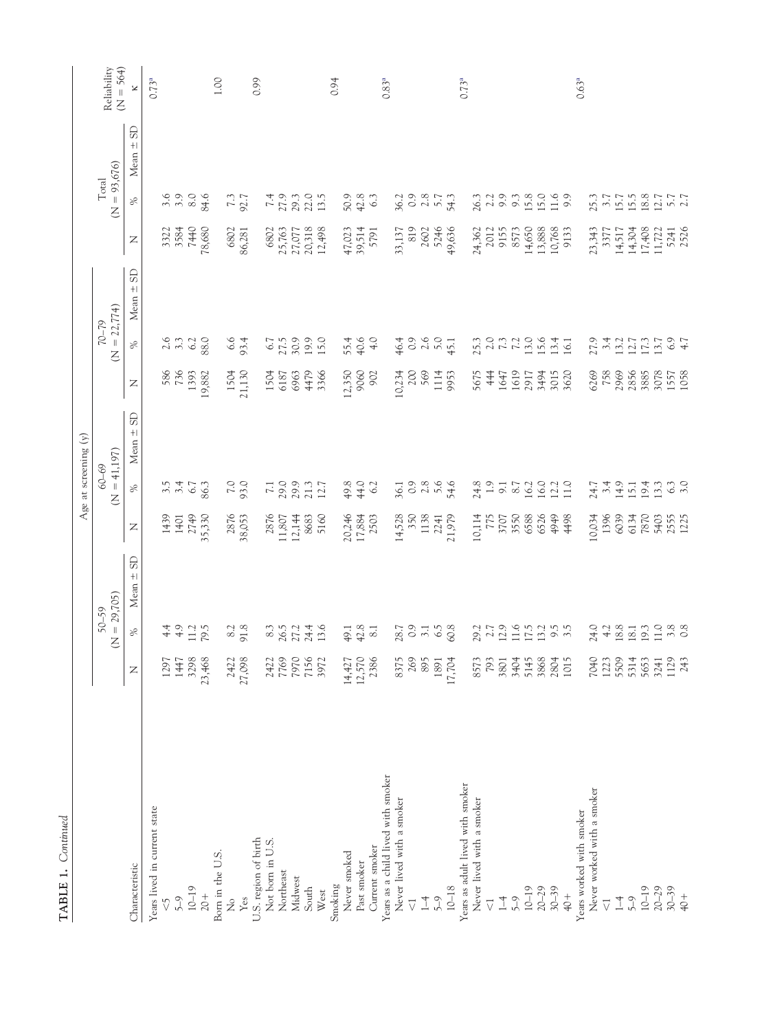**TABLE 1.** *Continued*

| Characteristic | Age at screening (y) | | | | | | | | | | | | Reliability (N = 564) |
|---|---|---|---|---|---|---|---|---|---|---|---|---|---|
| | 50–59 (N = 29,705) | | | 60–69 (N = 41,197) | | | 70–79 (N = 22,774) | | | Total (N = 93,676) | | | |
| | N | % | Mean ± SD | N | % | Mean ± SD | N | % | Mean ± SD | N | % | Mean ± SD | κ |
| Years lived in current state | | | | | | | | | | | | | 0.73[a] |
| <5 | 1297 | 4.4 | | 1439 | 3.5 | | 586 | 2.6 | | 3322 | 3.6 | | |
| 5–9 | 1447 | 4.9 | | 1401 | 3.4 | | 736 | 3.3 | | 3584 | 3.9 | | |
| 10–19 | 3298 | 11.2 | | 2749 | 6.7 | | 1393 | 6.2 | | 7440 | 8.0 | | |
| 20+ | 23,468 | 79.5 | | 35,330 | 86.3 | | 19,882 | 88.0 | | 78,680 | 84.6 | | |
| Born in the U.S. | | | | | | | | | | | | | 1.00 |
| No | 2422 | 8.2 | | 2876 | 7.0 | | 1504 | 6.6 | | 6802 | 7.3 | | |
| Yes | 27,098 | 91.8 | | 38,053 | 93.0 | | 21,130 | 93.4 | | 86,281 | 92.7 | | |
| U.S. region of birth | | | | | | | | | | | | | 0.99 |
| Not born in U.S. | 2422 | 8.3 | | 2876 | 7.1 | | 1504 | 6.7 | | 6802 | 7.4 | | |
| Northeast | 7769 | 26.5 | | 11,807 | 29.0 | | 6187 | 27.5 | | 25,763 | 27.9 | | |
| Midwest | 7970 | 27.2 | | 12,144 | 29.9 | | 6963 | 30.9 | | 27,077 | 29.3 | | |
| South | 7156 | 24.4 | | 8683 | 21.3 | | 4479 | 19.9 | | 20,318 | 22.0 | | |
| West | 3972 | 13.6 | | 5160 | 12.7 | | 3366 | 15.0 | | 12,498 | 13.5 | | |
| Smoking | | | | | | | | | | | | | 0.94 |
| Never smoked | 14,427 | 49.1 | | 20,246 | 49.8 | | 12,350 | 55.4 | | 47,023 | 50.9 | | |
| Past smoker | 12,570 | 42.8 | | 17,884 | 44.0 | | 9060 | 40.6 | | 39,514 | 42.8 | | |
| Current smoker | 2386 | 8.1 | | 2503 | 6.2 | | 902 | 4.0 | | 5791 | 6.3 | | |
| Years as a child lived with smoker | | | | | | | | | | | | | 0.83[a] |
| Never lived with a smoker | 8375 | 28.7 | | 14,528 | 36.1 | | 10,234 | 46.4 | | 33,137 | 36.2 | | |
| <1 | 269 | 0.9 | | 350 | 0.9 | | 200 | 0.9 | | 819 | 0.9 | | |
| 1–4 | 895 | 3.1 | | 1138 | 2.8 | | 569 | 2.6 | | 2602 | 2.8 | | |
| 5–9 | 1891 | 6.5 | | 2241 | 5.6 | | 1114 | 5.0 | | 5246 | 5.7 | | |
| 10–18 | 17,704 | 60.8 | | 21,979 | 54.6 | | 9953 | 45.1 | | 49,636 | 54.3 | | |
| Years as adult lived with smoker | | | | | | | | | | | | | 0.73[a] |
| Never lived with a smoker | 8573 | 29.2 | | 10,114 | 24.8 | | 5675 | 25.3 | | 24,362 | 26.3 | | |
| <1 | 793 | 2.7 | | 775 | 1.9 | | 444 | 2.0 | | 2012 | 2.2 | | |
| 1–4 | 3801 | 12.9 | | 3707 | 9.1 | | 1647 | 7.3 | | 9155 | 9.9 | | |
| 5–9 | 3404 | 11.6 | | 3550 | 8.7 | | 1619 | 7.2 | | 8573 | 9.3 | | |
| 10–19 | 5145 | 17.5 | | 6588 | 16.2 | | 2917 | 13.0 | | 14,650 | 15.8 | | |
| 20–29 | 3868 | 13.2 | | 6526 | 16.0 | | 3494 | 15.6 | | 13,888 | 15.0 | | |
| 30–39 | 2804 | 9.5 | | 4949 | 12.2 | | 3015 | 13.4 | | 10,768 | 11.6 | | |
| 40+ | 1015 | 3.5 | | 4498 | 11.0 | | 3620 | 16.1 | | 9133 | 9.9 | | |
| Years worked with smoker | | | | | | | | | | | | | 0.63[a] |
| Never worked with a smoker | 7040 | 24.0 | | 10,034 | 24.7 | | 6269 | 27.9 | | 23,343 | 25.3 | | |
| <1 | 1223 | 4.2 | | 1396 | 3.4 | | 758 | 3.4 | | 3377 | 3.7 | | |
| 1–4 | 5509 | 18.8 | | 6039 | 14.9 | | 2969 | 13.2 | | 14,517 | 15.7 | | |
| 5–9 | 5314 | 18.1 | | 6134 | 15.1 | | 2856 | 12.7 | | 14,304 | 15.5 | | |
| 10–19 | 5653 | 19.3 | | 7870 | 19.4 | | 3885 | 17.3 | | 17,408 | 18.8 | | |
| 20–29 | 3241 | 11.0 | | 5403 | 13.3 | | 3078 | 13.7 | | 11,722 | 12.7 | | |
| 30–39 | 1129 | 3.8 | | 2555 | 6.3 | | 1557 | 6.9 | | 5241 | 5.7 | | |
| 40+ | 243 | 0.8 | | 1225 | 3.0 | | 1058 | 4.7 | | 2526 | 2.7 | | |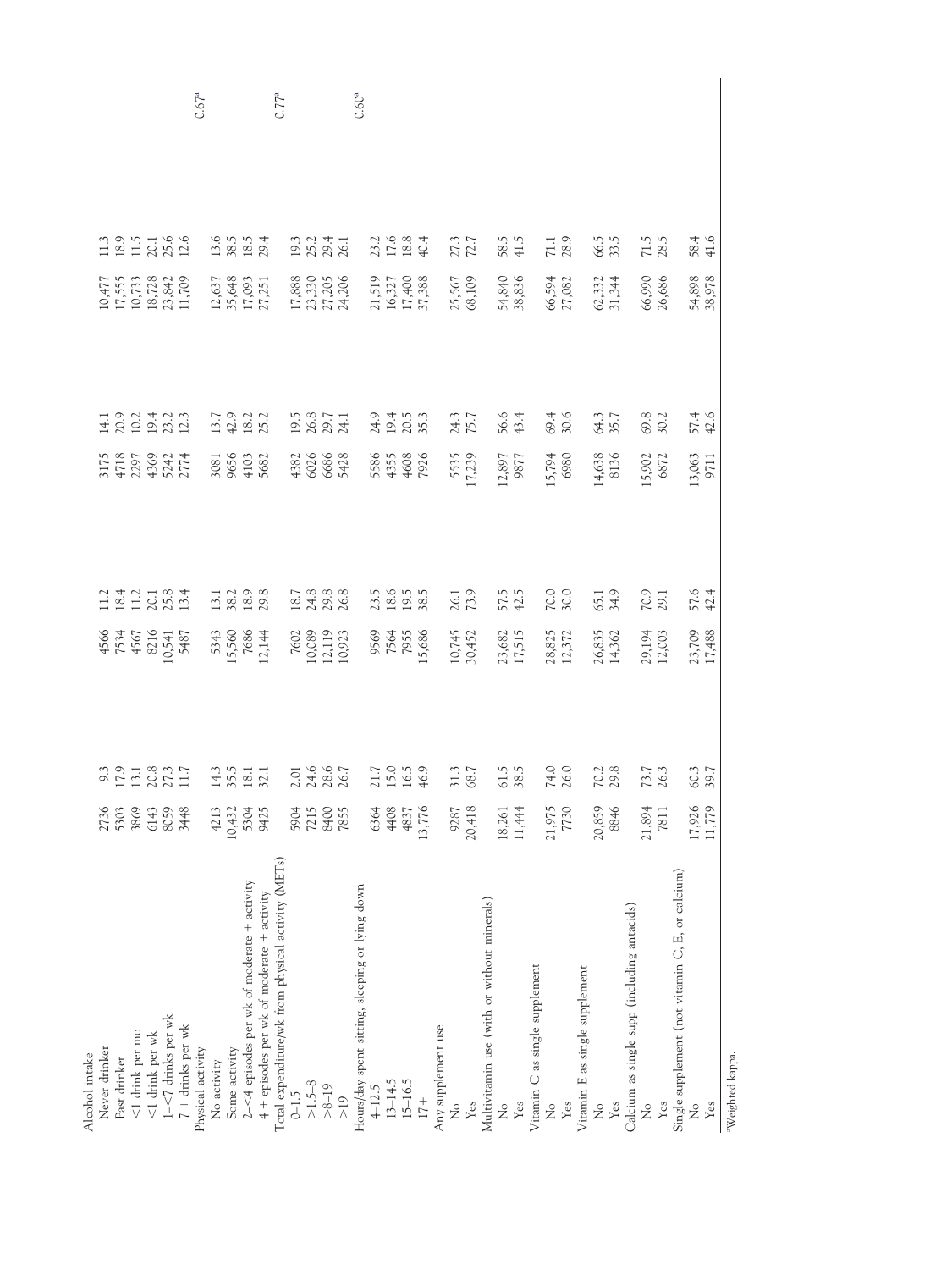| | | | | | | | | | |
|---|---|---|---|---|---|---|---|---|---|
| Alcohol intake | | | | | | | | | |
| Never drinker | 2736 | 9.3 | 4566 | 11.2 | 3175 | 14.1 | 10,477 | 11.3 | |
| Past drinker | 5303 | 17.9 | 7534 | 18.4 | 4718 | 20.9 | 17,555 | 18.9 | |
| <1 drink per mo | 3869 | 13.1 | 4567 | 11.2 | 2297 | 10.2 | 10,733 | 11.5 | |
| <1 drink per wk | 6143 | 20.8 | 8216 | 20.1 | 4369 | 19.4 | 18,728 | 20.1 | |
| 1–<7 drinks per wk | 8059 | 27.3 | 10,541 | 25.8 | 5242 | 23.2 | 23,842 | 25.6 | |
| 7 + drinks per wk | 3448 | 11.7 | 5487 | 13.4 | 2774 | 12.3 | 11,709 | 12.6 | 0.67[a] |
| Physical activity | | | | | | | | | |
| No activity | 4213 | 14.3 | 5343 | 13.1 | 3081 | 13.7 | 12,637 | 13.6 | |
| Some activity | 10,432 | 35.5 | 15,560 | 38.2 | 9656 | 42.9 | 35,648 | 38.5 | |
| 2–<4 episodes per wk of moderate + activity | 5304 | 18.1 | 7686 | 18.9 | 4103 | 18.2 | 17,093 | 18.5 | |
| 4 + episodes per wk of moderate + activity | 9425 | 32.1 | 12,144 | 29.8 | 5682 | 25.2 | 27,251 | 29.4 | 0.77[a] |
| Total expenditure/wk from physical activity (METs) | | | | | | | | | |
| 0–1.5 | 5904 | 2.01 | 7602 | 18.7 | 4382 | 19.5 | 17,888 | 19.3 | |
| >1.5–8 | 7215 | 24.6 | 10,089 | 24.8 | 6026 | 26.8 | 23,330 | 25.2 | |
| >8–19 | 8400 | 28.6 | 12,119 | 29.8 | 6686 | 29.7 | 27,205 | 29.4 | |
| >19 | 7855 | 26.7 | 10,923 | 26.8 | 5428 | 24.1 | 24,206 | 26.1 | 0.60[a] |
| Hours/day spent sitting, sleeping or lying down | | | | | | | | | |
| 4–12.5 | 6364 | 21.7 | 9569 | 23.5 | 5586 | 24.9 | 21,519 | 23.2 | |
| 13–14.5 | 4408 | 15.0 | 7564 | 18.6 | 4355 | 19.4 | 16,327 | 17.6 | |
| 15–16.5 | 4837 | 16.5 | 7955 | 19.5 | 4608 | 20.5 | 17,400 | 18.8 | |
| 17+ | 13,776 | 46.9 | 15,686 | 38.5 | 7926 | 35.3 | 37,388 | 40.4 | |
| Any supplement use | | | | | | | | | |
| No | 9287 | 31.3 | 10,745 | 26.1 | 5535 | 24.3 | 25,567 | 27.3 | |
| Yes | 20,418 | 68.7 | 30,452 | 73.9 | 17,239 | 75.7 | 68,109 | 72.7 | |
| Multivitamin use (with or without minerals) | | | | | | | | | |
| No | 18,261 | 61.5 | 23,682 | 57.5 | 12,897 | 56.6 | 54,840 | 58.5 | |
| Yes | 11,444 | 38.5 | 17,515 | 42.5 | 9877 | 43.4 | 38,836 | 41.5 | |
| Vitamin C as single supplement | | | | | | | | | |
| No | 21,975 | 74.0 | 28,825 | 70.0 | 15,794 | 69.4 | 66,594 | 71.1 | |
| Yes | 7730 | 26.0 | 12,372 | 30.0 | 6980 | 30.6 | 27,082 | 28.9 | |
| Vitamin E as single supplement | | | | | | | | | |
| No | 20,859 | 70.2 | 26,835 | 65.1 | 14,638 | 64.3 | 62,332 | 66.5 | |
| Yes | 8846 | 29.8 | 14,362 | 34.9 | 8136 | 35.7 | 31,344 | 33.5 | |
| Calcium as single supp (including antacids) | | | | | | | | | |
| No | 21,894 | 73.7 | 29,194 | 70.9 | 15,902 | 69.8 | 66,990 | 71.5 | |
| Yes | 7811 | 26.3 | 12,003 | 29.1 | 6872 | 30.2 | 26,686 | 28.5 | |
| Single supplement (not vitamin C, E, or calcium) | | | | | | | | | |
| No | 17,926 | 60.3 | 23,709 | 57.6 | 13,063 | 57.4 | 54,898 | 58.4 | |
| Yes | 11,779 | 39.7 | 17,488 | 42.4 | 9711 | 42.6 | 38,978 | 41.6 | |

[a]Weighted kappa.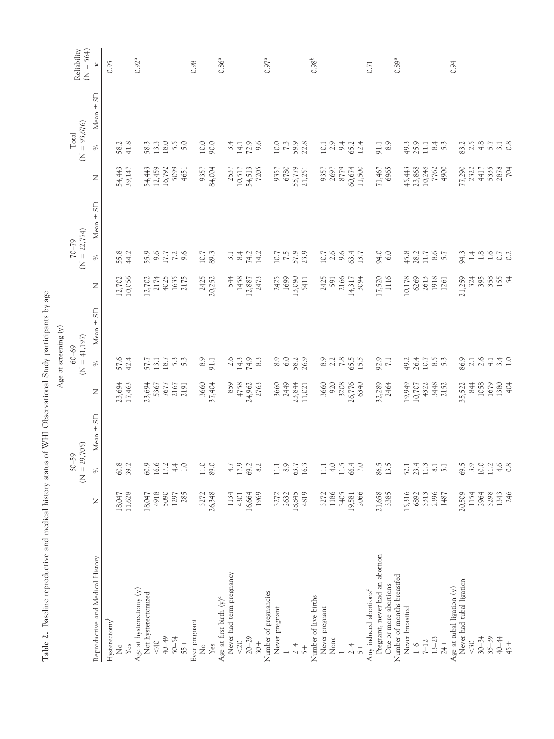**Table 2.** Baseline reproductive and medical history status of WHI Observational Study participants by age

| Reproductive and Medical History | Age at screening (y) | | | | | | | | | | | | Reliability (N = 564) |
|---|---|---|---|---|---|---|---|---|---|---|---|---|---|
| | 50–59 (N = 29,705) | | | 60–69 (N = 41,197) | | | 70–79 (N = 22,774) | | | Total (N = 93,676) | | | |
| | N | % | Mean ± SD | N | % | Mean ± SD | N | % | Mean ± SD | N | % | Mean ± SD | κ |
| Hysterectomy[b] | | | | | | | | | | | | | 0.95 |
| No | 18,047 | 60.8 | | 23,694 | 57.6 | | 12,702 | 55.8 | | 54,443 | 58.2 | | |
| Yes | 11,628 | 39.2 | | 17,463 | 42.4 | | 10,056 | 44.2 | | 39,147 | 41.8 | | |
| Age at hysterectomy (y) | | | | | | | | | | | | | 0.92[a] |
| Not hysterectomized | 18,047 | 60.9 | | 23,694 | 57.7 | | 12,702 | 55.9 | | 54,443 | 58.3 | | |
| <40 | 4918 | 16.6 | | 5367 | 13.1 | | 2174 | 9.6 | | 12,459 | 13.3 | | |
| 40–49 | 5090 | 17.2 | | 7677 | 18.7 | | 4025 | 17.7 | | 16,792 | 18.0 | | |
| 50–54 | 1297 | 4.4 | | 2167 | 5.3 | | 1635 | 7.2 | | 5099 | 5.5 | | |
| 55+ | 285 | 1.0 | | 2191 | 5.3 | | 2175 | 9.6 | | 4651 | 5.0 | | |
| Ever pregnant | | | | | | | | | | | | | 0.98 |
| No | 3272 | 11.0 | | 3660 | 8.9 | | 2425 | 10.7 | | 9357 | 10.0 | | |
| Yes | 26,348 | 89.0 | | 37,404 | 91.1 | | 20,252 | 89.3 | | 84,004 | 90.0 | | |
| Age at first birth (y)[c] | | | | | | | | | | | | | 0.86[a] |
| Never had term pregnancy | 1134 | 4.7 | | 859 | 2.6 | | 544 | 3.1 | | 2537 | 3.4 | | |
| <20 | 4301 | 17.9 | | 4758 | 14.3 | | 1458 | 8.4 | | 10,517 | 14.1 | | |
| 20–29 | 16,664 | 69.2 | | 24,962 | 74.9 | | 12,887 | 74.2 | | 54,513 | 72.9 | | |
| 30+ | 1969 | 8.2 | | 2763 | 8.3 | | 2473 | 14.2 | | 7205 | 9.6 | | |
| Number of pregnancies | | | | | | | | | | | | | 0.97[a] |
| Never pregnant | 3272 | 11.1 | | 3660 | 8.9 | | 2425 | 10.7 | | 9357 | 10.0 | | |
| 1 | 2632 | 8.9 | | 2449 | 6.0 | | 1699 | 7.5 | | 6780 | 7.3 | | |
| 2–4 | 18,845 | 63.7 | | 23,844 | 58.2 | | 13,090 | 57.9 | | 55,779 | 59.9 | | |
| 5+ | 4819 | 16.3 | | 11,021 | 26.9 | | 5411 | 23.9 | | 21,251 | 22.8 | | |
| Number of live births | | | | | | | | | | | | | 0.98[b] |
| Never pregnant | 3272 | 11.1 | | 3660 | 8.9 | | 2425 | 10.7 | | 9357 | 10.1 | | |
| None | 1186 | 4.0 | | 920 | 2.2 | | 591 | 2.6 | | 2697 | 2.9 | | |
| 1 | 3405 | 11.5 | | 3208 | 7.8 | | 2166 | 9.6 | | 8779 | 9.4 | | |
| 2–4 | 19,581 | 66.4 | | 26,776 | 65.5 | | 14,317 | 63.4 | | 60,674 | 65.2 | | |
| 5+ | 2066 | 7.0 | | 6340 | 15.5 | | 3094 | 13.7 | | 11,500 | 12.4 | | |
| Any induced abortions[c] | | | | | | | | | | | | | 0.71 |
| Pregnant, never had an abortion | 21,658 | 86.5 | | 32,289 | 92.9 | | 17,520 | 94.0 | | 71,467 | 91.1 | | |
| One or more abortions | 3385 | 13.5 | | 2464 | 7.1 | | 1116 | 6.0 | | 6965 | 8.9 | | |
| Number of months breastfed | | | | | | | | | | | | | 0.89[a] |
| Never breastfed | 15,316 | 52.1 | | 19,949 | 49.2 | | 10,178 | 45.8 | | 45,443 | 49.3 | | |
| 1–6 | 6892 | 23.4 | | 10,707 | 26.4 | | 6269 | 28.2 | | 23,868 | 25.9 | | |
| 7–12 | 3313 | 11.3 | | 4322 | 10.7 | | 2613 | 11.7 | | 10,248 | 11.1 | | |
| 13–23 | 2396 | 8.1 | | 3448 | 8.5 | | 1918 | 8.6 | | 7762 | 8.4 | | |
| 24+ | 1487 | 5.1 | | 2152 | 5.3 | | 1261 | 5.7 | | 4900 | 5.3 | | |
| Age at tubal ligation (y) | | | | | | | | | | | | | 0.94 |
| Never had tubal ligation | 20,509 | 69.5 | | 35,522 | 86.9 | | 21,259 | 94.3 | | 77,290 | 83.2 | | |
| <30 | 1154 | 3.9 | | 844 | 2.1 | | 324 | 1.4 | | 2322 | 2.5 | | |
| 30–34 | 2964 | 10.0 | | 1058 | 2.6 | | 395 | 1.8 | | 4417 | 4.8 | | |
| 35–39 | 3298 | 11.2 | | 1679 | 4.1 | | 358 | 1.6 | | 5335 | 5.7 | | |
| 40–44 | 1343 | 4.6 | | 1380 | 3.4 | | 155 | 0.7 | | 2878 | 3.1 | | |
| 45+ | 246 | 0.8 | | 404 | 1.0 | | 54 | 0.2 | | 704 | 0.8 | | |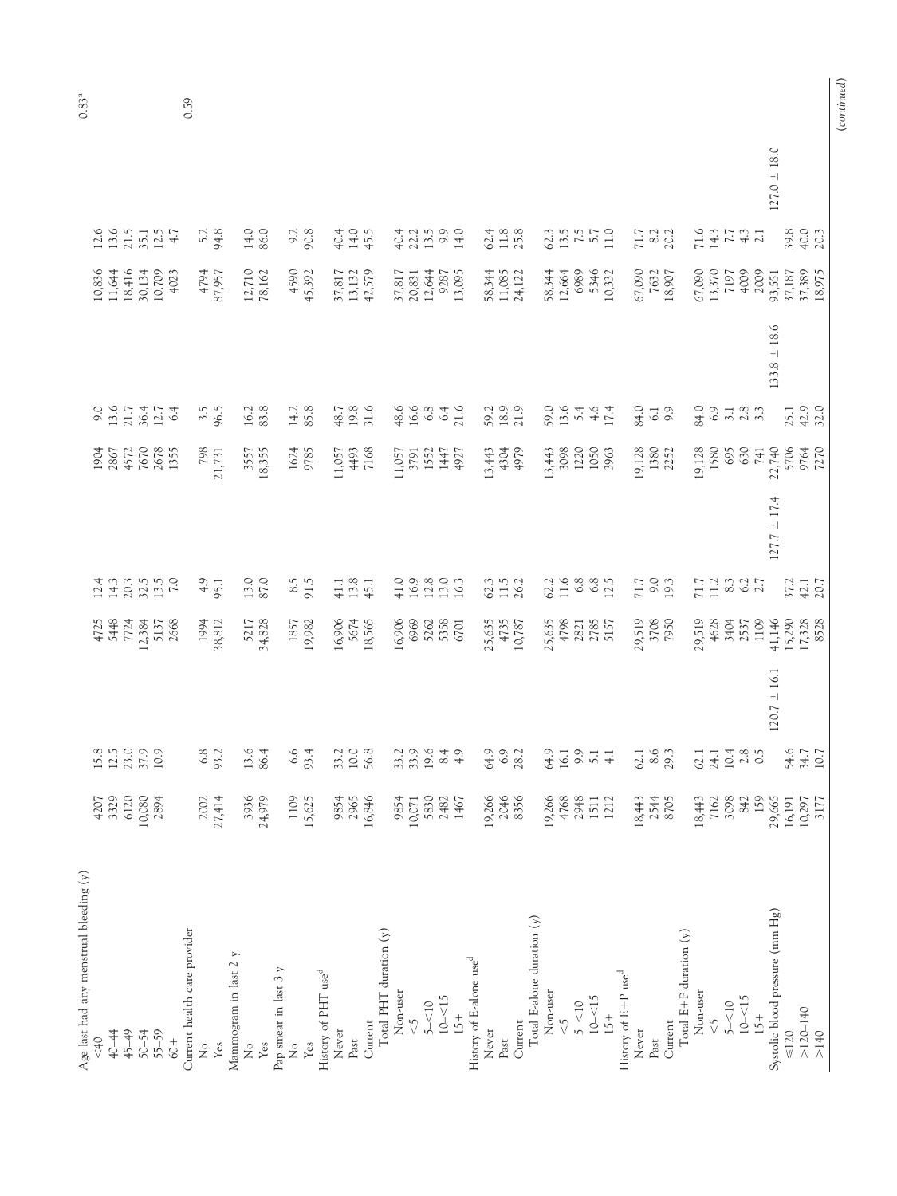| Characteristic | N | % | Mean ± SD | N | % | Mean ± SD | N | % | Mean ± SD | N | % | Mean ± SD | P |
|---|---|---|---|---|---|---|---|---|---|---|---|---|---|
| Age last had any menstrual bleeding (y) | | | | | | | | | | | | | 0.83[a] |
| <40 | 4207 | 15.8 | | 4725 | 12.4 | | 1904 | 9.0 | | 10,836 | 12.6 | | |
| 40–44 | 3329 | 12.5 | | 5448 | 14.3 | | 2867 | 13.6 | | 11,644 | 13.6 | | |
| 45–49 | 6120 | 23.0 | | 7724 | 20.3 | | 4572 | 21.7 | | 18,416 | 21.5 | | |
| 50–54 | 10,080 | 37.9 | | 12,384 | 32.5 | | 7670 | 36.4 | | 30,134 | 35.1 | | |
| 55–59 | 2894 | 10.9 | | 5137 | 13.5 | | 2678 | 12.7 | | 10,709 | 12.5 | | |
| 60+ | | | | 2668 | 7.0 | | 1355 | 6.4 | | 4023 | 4.7 | | |
| Current health care provider | | | | | | | | | | | | | 0.59 |
| No | 2002 | 6.8 | | 1994 | 4.9 | | 798 | 3.5 | | 4794 | 5.2 | | |
| Yes | 27,414 | 93.2 | | 38,812 | 95.1 | | 21,731 | 96.5 | | 87,957 | 94.8 | | |
| Mammogram in last 2 y | | | | | | | | | | | | | |
| No | 3936 | 13.6 | | 5217 | 13.0 | | 3557 | 16.2 | | 12,710 | 14.0 | | |
| Yes | 24,979 | 86.4 | | 34,828 | 87.0 | | 18,355 | 83.8 | | 78,162 | 86.0 | | |
| Pap smear in last 3 y | | | | | | | | | | | | | |
| No | 1109 | 6.6 | | 1857 | 8.5 | | 1624 | 14.2 | | 4590 | 9.2 | | |
| Yes | 15,625 | 93.4 | | 19,982 | 91.5 | | 9785 | 85.8 | | 45,392 | 90.8 | | |
| History of PHT use[d] | | | | | | | | | | | | | |
| Never | 9854 | 33.2 | | 16,906 | 41.1 | | 11,057 | 48.7 | | 37,817 | 40.4 | | |
| Past | 2965 | 10.0 | | 5674 | 13.8 | | 4493 | 19.8 | | 13,132 | 14.0 | | |
| Current | 16,846 | 56.8 | | 18,565 | 45.1 | | 7168 | 31.6 | | 42,579 | 45.5 | | |
| Total PHT duration (y) | | | | | | | | | | | | | |
| Non-user | 9854 | 33.2 | | 16,906 | 41.0 | | 11,057 | 48.6 | | 37,817 | 40.4 | | |
| <5 | 10,071 | 33.9 | | 6969 | 16.9 | | 3791 | 16.6 | | 20,831 | 22.2 | | |
| 5–<10 | 5830 | 19.6 | | 5262 | 12.8 | | 1552 | 6.8 | | 12,644 | 13.5 | | |
| 10–<15 | 2482 | 8.4 | | 5358 | 13.0 | | 1447 | 6.4 | | 9287 | 9.9 | | |
| 15+ | 1467 | 4.9 | | 6701 | 16.3 | | 4927 | 21.6 | | 13,095 | 14.0 | | |
| History of E-alone use[d] | | | | | | | | | | | | | |
| Never | 19,266 | 64.9 | | 25,635 | 62.3 | | 13,443 | 59.2 | | 58,344 | 62.4 | | |
| Past | 2046 | 6.9 | | 4735 | 11.5 | | 4304 | 18.9 | | 11,085 | 11.8 | | |
| Current | 8356 | 28.2 | | 10,787 | 26.2 | | 4979 | 21.9 | | 24,122 | 25.8 | | |
| Total E-alone duration (y) | | | | | | | | | | | | | |
| Non-user | 19,266 | 64.9 | | 25,635 | 62.2 | | 13,443 | 59.0 | | 58,344 | 62.3 | | |
| <5 | 4768 | 16.1 | | 4798 | 11.6 | | 3098 | 13.6 | | 12,664 | 13.5 | | |
| 5–<10 | 2948 | 9.9 | | 2821 | 6.8 | | 1220 | 5.4 | | 6989 | 7.5 | | |
| 10–<15 | 1511 | 5.1 | | 2785 | 6.8 | | 1050 | 4.6 | | 5346 | 5.7 | | |
| 15+ | 1212 | 4.1 | | 5157 | 12.5 | | 3963 | 17.4 | | 10,332 | 11.0 | | |
| History of E+P use[d] | | | | | | | | | | | | | |
| Never | 18,443 | 62.1 | | 29,519 | 71.7 | | 19,128 | 84.0 | | 67,090 | 71.7 | | |
| Past | 2544 | 8.6 | | 3708 | 9.0 | | 1380 | 6.1 | | 7632 | 8.2 | | |
| Current | 8705 | 29.3 | | 7950 | 19.3 | | 2252 | 9.9 | | 18,907 | 20.2 | | |
| Total E+P duration (y) | | | | | | | | | | | | | |
| Non-user | 18,443 | 62.1 | | 29,519 | 71.7 | | 19,128 | 84.0 | | 67,090 | 71.6 | | |
| <5 | 7162 | 24.1 | | 4628 | 11.2 | | 1580 | 6.9 | | 13,370 | 14.3 | | |
| 5–<10 | 3098 | 10.4 | | 3404 | 8.3 | | 695 | 3.1 | | 7197 | 7.7 | | |
| 10–<15 | 842 | 2.8 | | 2537 | 6.2 | | 630 | 2.8 | | 4009 | 4.3 | | |
| 15+ | 159 | 0.5 | | 1109 | 2.7 | | 741 | 3.3 | | 2009 | 2.1 | | |
| Systolic blood pressure (mm Hg) | 29,665 | | 120.7 ± 16.1 | 41,146 | | 127.7 ± 17.4 | 22,740 | | 133.8 ± 18.6 | 93,551 | | 127.0 ± 18.0 | |
| ≤120 | 16,191 | 54.6 | | 15,290 | 37.2 | | 5706 | 25.1 | | 37,187 | 39.8 | | |
| >120–140 | 10,297 | 34.7 | | 17,328 | 42.1 | | 9764 | 42.9 | | 37,389 | 40.0 | | |
| >140 | 3177 | 10.7 | | 8528 | 20.7 | | 7270 | 32.0 | | 18,975 | 20.3 | | |

*(continued)*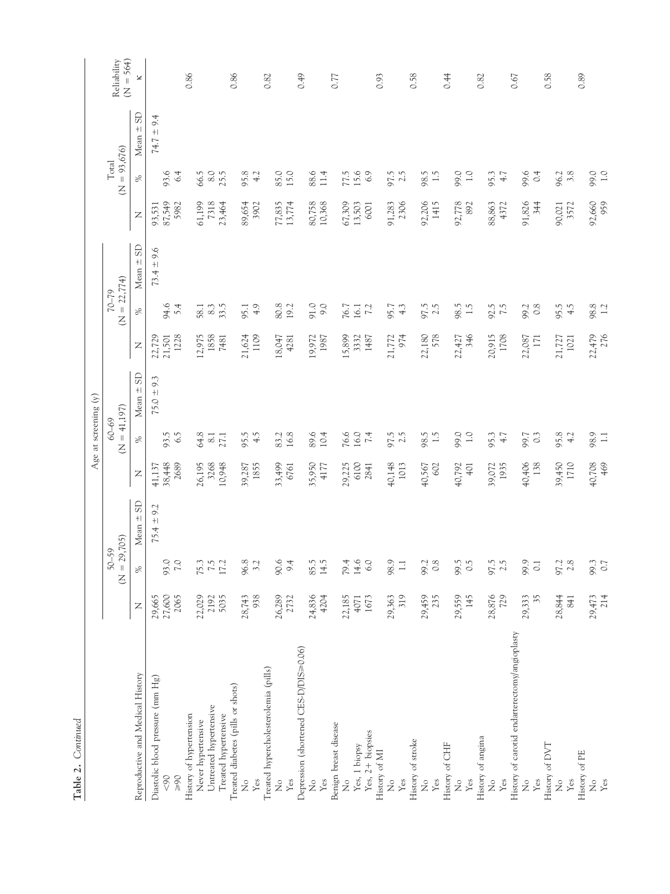**Table 2.** *Continued*

| Reproductive and Medical History | Age at screening (y) | | | | | | | | | | | | Reliability (N = 564) |
|---|---|---|---|---|---|---|---|---|---|---|---|---|---|
| | 50–59 (N = 29,705) | | | 60–69 (N = 41,197) | | | 70–79 (N = 22,774) | | | Total (N = 93,676) | | | |
| | N | % | Mean ± SD | N | % | Mean ± SD | N | % | Mean ± SD | N | % | Mean ± SD | κ |
| Diastolic blood pressure (mm Hg) | 29,665 | | 75.4 ± 9.2 | 41,137 | | 75.0 ± 9.3 | 22,729 | | 73.4 ± 9.6 | 93,531 | | 74.7 ± 9.4 | |
| <90 | 27,600 | 93.0 | | 38,448 | 93.5 | | 21,501 | 94.6 | | 87,549 | 93.6 | | |
| ≥90 | 2065 | 7.0 | | 2689 | 6.5 | | 1228 | 5.4 | | 5982 | 6.4 | | |
| History of hypertension | | | | | | | | | | | | | 0.86 |
| Never hypertensive | 22,029 | 75.3 | | 26,195 | 64.8 | | 12,975 | 58.1 | | 61,199 | 66.5 | | |
| Untreated hypertensive | 2192 | 7.5 | | 3268 | 8.1 | | 1858 | 8.3 | | 7318 | 8.0 | | |
| Treated hypertensive | 5035 | 17.2 | | 10,948 | 27.1 | | 7481 | 33.5 | | 23,464 | 25.5 | | |
| Treated diabetes (pills or shots) | | | | | | | | | | | | | 0.86 |
| No | 28,743 | 96.8 | | 39,287 | 95.5 | | 21,624 | 95.1 | | 89,654 | 95.8 | | |
| Yes | 938 | 3.2 | | 1855 | 4.5 | | 1109 | 4.9 | | 3902 | 4.2 | | |
| Treated hypercholesterolemia (pills) | | | | | | | | | | | | | 0.82 |
| No | 26,289 | 90.6 | | 33,499 | 83.2 | | 18,047 | 80.8 | | 77,835 | 85.0 | | |
| Yes | 2732 | 9.4 | | 6761 | 16.8 | | 4281 | 19.2 | | 13,774 | 15.0 | | |
| Depression (shortened CES-D/DIS≥0.06) | | | | | | | | | | | | | 0.49 |
| No | 24,836 | 85.5 | | 35,950 | 89.6 | | 19,972 | 91.0 | | 80,758 | 88.6 | | |
| Yes | 4204 | 14.5 | | 4177 | 10.4 | | 1987 | 9.0 | | 10,368 | 11.4 | | |
| Benign breast disease | | | | | | | | | | | | | 0.77 |
| No | 22,185 | 79.4 | | 29,225 | 76.6 | | 15,899 | 76.7 | | 67,309 | 77.5 | | |
| Yes, 1 biopsy | 4071 | 14.6 | | 6100 | 16.0 | | 3332 | 16.1 | | 13,503 | 15.6 | | |
| Yes, 2+ biopsies | 1673 | 6.0 | | 2841 | 7.4 | | 1487 | 7.2 | | 6001 | 6.9 | | |
| History of MI | | | | | | | | | | | | | 0.93 |
| No | 29,363 | 98.9 | | 40,148 | 97.5 | | 21,772 | 95.7 | | 91,283 | 97.5 | | |
| Yes | 319 | 1.1 | | 1013 | 2.5 | | 974 | 4.3 | | 2306 | 2.5 | | |
| History of stroke | | | | | | | | | | | | | 0.58 |
| No | 29,459 | 99.2 | | 40,567 | 98.5 | | 22,180 | 97.5 | | 92,206 | 98.5 | | |
| Yes | 235 | 0.8 | | 602 | 1.5 | | 578 | 2.5 | | 1415 | 1.5 | | |
| History of CHF | | | | | | | | | | | | | 0.44 |
| No | 29,559 | 99.5 | | 40,792 | 99.0 | | 22,427 | 98.5 | | 92,778 | 99.0 | | |
| Yes | 145 | 0.5 | | 401 | 1.0 | | 346 | 1.5 | | 892 | 1.0 | | |
| History of angina | | | | | | | | | | | | | 0.82 |
| No | 28,876 | 97.5 | | 39,072 | 95.3 | | 20,915 | 92.5 | | 88,863 | 95.3 | | |
| Yes | 729 | 2.5 | | 1935 | 4.7 | | 1708 | 7.5 | | 4372 | 4.7 | | |
| History of carotid endarterectomy/angioplasty | | | | | | | | | | | | | 0.67 |
| No | 29,333 | 99.9 | | 40,406 | 99.7 | | 22,087 | 99.2 | | 91,826 | 99.6 | | |
| Yes | 35 | 0.1 | | 138 | 0.3 | | 171 | 0.8 | | 344 | 0.4 | | |
| History of DVT | | | | | | | | | | | | | 0.58 |
| No | 28,844 | 97.2 | | 39,450 | 95.8 | | 21,727 | 95.5 | | 90,021 | 96.2 | | |
| Yes | 841 | 2.8 | | 1710 | 4.2 | | 1021 | 4.5 | | 3572 | 3.8 | | |
| History of PE | | | | | | | | | | | | | 0.89 |
| No | 29,473 | 99.3 | | 40,708 | 98.9 | | 22,479 | 98.8 | | 92,660 | 99.0 | | |
| Yes | 214 | 0.7 | | 469 | 1.1 | | 276 | 1.2 | | 959 | 1.0 | | |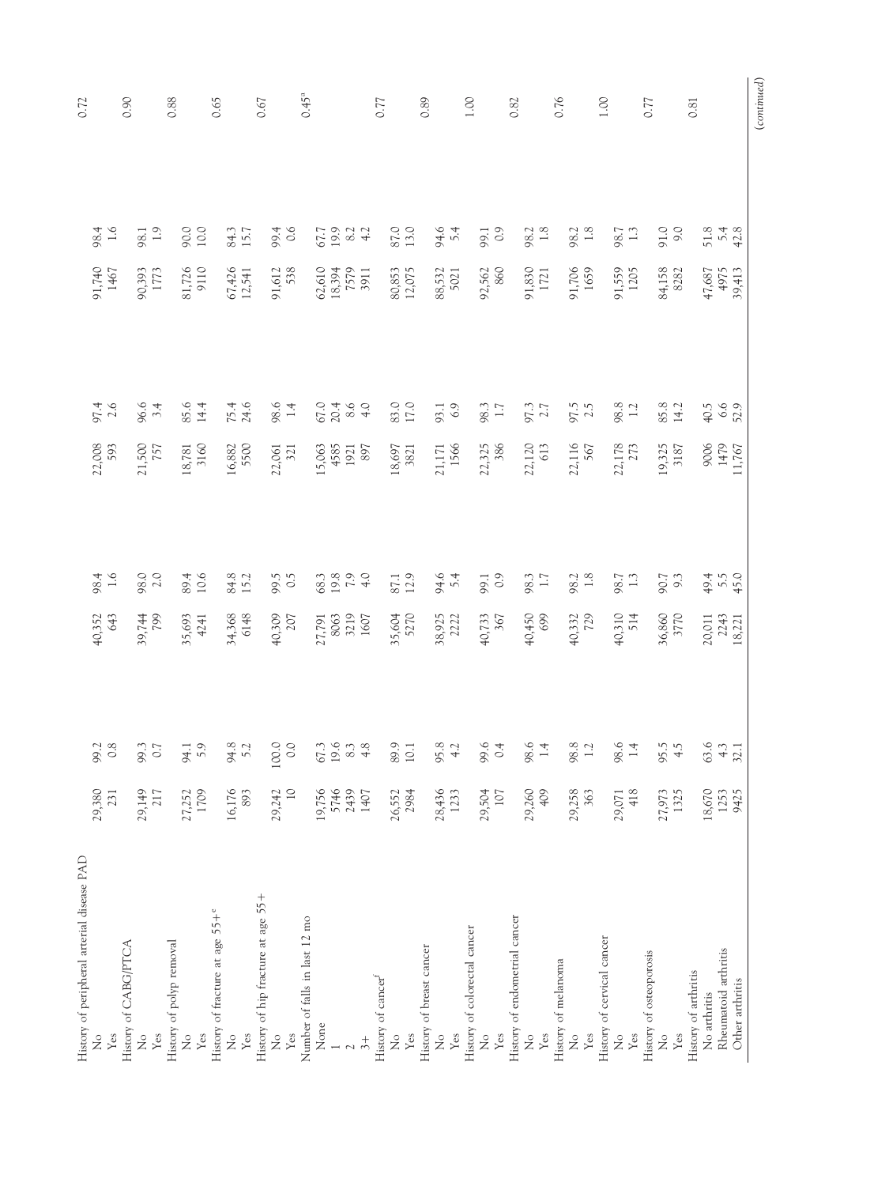| | | | | | | | | | |
|---|---|---|---|---|---|---|---|---|---|
| History of peripheral arterial disease PAD | | | | | | | | | 0.72 |
| No | 29,380 | 99.2 | 40,352 | 98.4 | 22,008 | 97.4 | 91,740 | 98.4 | |
| Yes | 231 | 0.8 | 643 | 1.6 | 593 | 2.6 | 1467 | 1.6 | |
| History of CABG/PTCA | | | | | | | | | 0.90 |
| No | 29,149 | 99.3 | 39,744 | 98.0 | 21,500 | 96.6 | 90,393 | 98.1 | |
| Yes | 217 | 0.7 | 799 | 2.0 | 757 | 3.4 | 1773 | 1.9 | |
| History of polyp removal | | | | | | | | | 0.88 |
| No | 27,252 | 94.1 | 35,693 | 89.4 | 18,781 | 85.6 | 81,726 | 90.0 | |
| Yes | 1709 | 5.9 | 4241 | 10.6 | 3160 | 14.4 | 9110 | 10.0 | |
| History of fracture at age 55+[e] | | | | | | | | | 0.65 |
| No | 16,176 | 94.8 | 34,368 | 84.8 | 16,882 | 75.4 | 67,426 | 84.3 | |
| Yes | 893 | 5.2 | 6148 | 15.2 | 5500 | 24.6 | 12,541 | 15.7 | |
| History of hip fracture at age 55+ | | | | | | | | | 0.67 |
| No | 29,242 | 100.0 | 40,309 | 99.5 | 22,061 | 98.6 | 91,612 | 99.4 | |
| Yes | 10 | 0.0 | 207 | 0.5 | 321 | 1.4 | 538 | 0.6 | |
| Number of falls in last 12 mo | | | | | | | | | 0.45[a] |
| None | 19,756 | 67.3 | 27,791 | 68.3 | 15,063 | 67.0 | 62,610 | 67.7 | |
| 1 | 5746 | 19.6 | 8063 | 19.8 | 4585 | 20.4 | 18,394 | 19.9 | |
| 2 | 2439 | 8.3 | 3219 | 7.9 | 1921 | 8.6 | 7579 | 8.2 | |
| 3+ | 1407 | 4.8 | 1607 | 4.0 | 897 | 4.0 | 3911 | 4.2 | |
| History of cancer[f] | | | | | | | | | 0.77 |
| No | 26,552 | 89.9 | 35,604 | 87.1 | 18,697 | 83.0 | 80,853 | 87.0 | |
| Yes | 2984 | 10.1 | 5270 | 12.9 | 3821 | 17.0 | 12,075 | 13.0 | |
| History of breast cancer | | | | | | | | | 0.89 |
| No | 28,436 | 95.8 | 38,925 | 94.6 | 21,171 | 93.1 | 88,532 | 94.6 | |
| Yes | 1233 | 4.2 | 2222 | 5.4 | 1566 | 6.9 | 5021 | 5.4 | |
| History of colorectal cancer | | | | | | | | | 1.00 |
| No | 29,504 | 99.6 | 40,733 | 99.1 | 22,325 | 98.3 | 92,562 | 99.1 | |
| Yes | 107 | 0.4 | 367 | 0.9 | 386 | 1.7 | 860 | 0.9 | |
| History of endometrial cancer | | | | | | | | | 0.82 |
| No | 29,260 | 98.6 | 40,450 | 98.3 | 22,120 | 97.3 | 91,830 | 98.2 | |
| Yes | 409 | 1.4 | 699 | 1.7 | 613 | 2.7 | 1721 | 1.8 | |
| History of melanoma | | | | | | | | | 0.76 |
| No | 29,258 | 98.8 | 40,332 | 98.2 | 22,116 | 97.5 | 91,706 | 98.2 | |
| Yes | 363 | 1.2 | 729 | 1.8 | 567 | 2.5 | 1659 | 1.8 | |
| History of cervical cancer | | | | | | | | | 1.00 |
| No | 29,071 | 98.6 | 40,310 | 98.7 | 22,178 | 98.8 | 91,559 | 98.7 | |
| Yes | 418 | 1.4 | 514 | 1.3 | 273 | 1.2 | 1205 | 1.3 | |
| History of osteoporosis | | | | | | | | | 0.77 |
| No | 27,973 | 95.5 | 36,860 | 90.7 | 19,325 | 85.8 | 84,158 | 91.0 | |
| Yes | 1325 | 4.5 | 3770 | 9.3 | 3187 | 14.2 | 8282 | 9.0 | |
| History of arthritis | | | | | | | | | 0.81 |
| No arthritis | 18,670 | 63.6 | 20,011 | 49.4 | 9006 | 40.5 | 47,687 | 51.8 | |
| Rheumatoid arthritis | 1253 | 4.3 | 2243 | 5.5 | 1479 | 6.6 | 4975 | 5.4 | |
| Other arthritis | 9425 | 32.1 | 18,221 | 45.0 | 11,767 | 52.9 | 39,413 | 42.8 | |

(continued)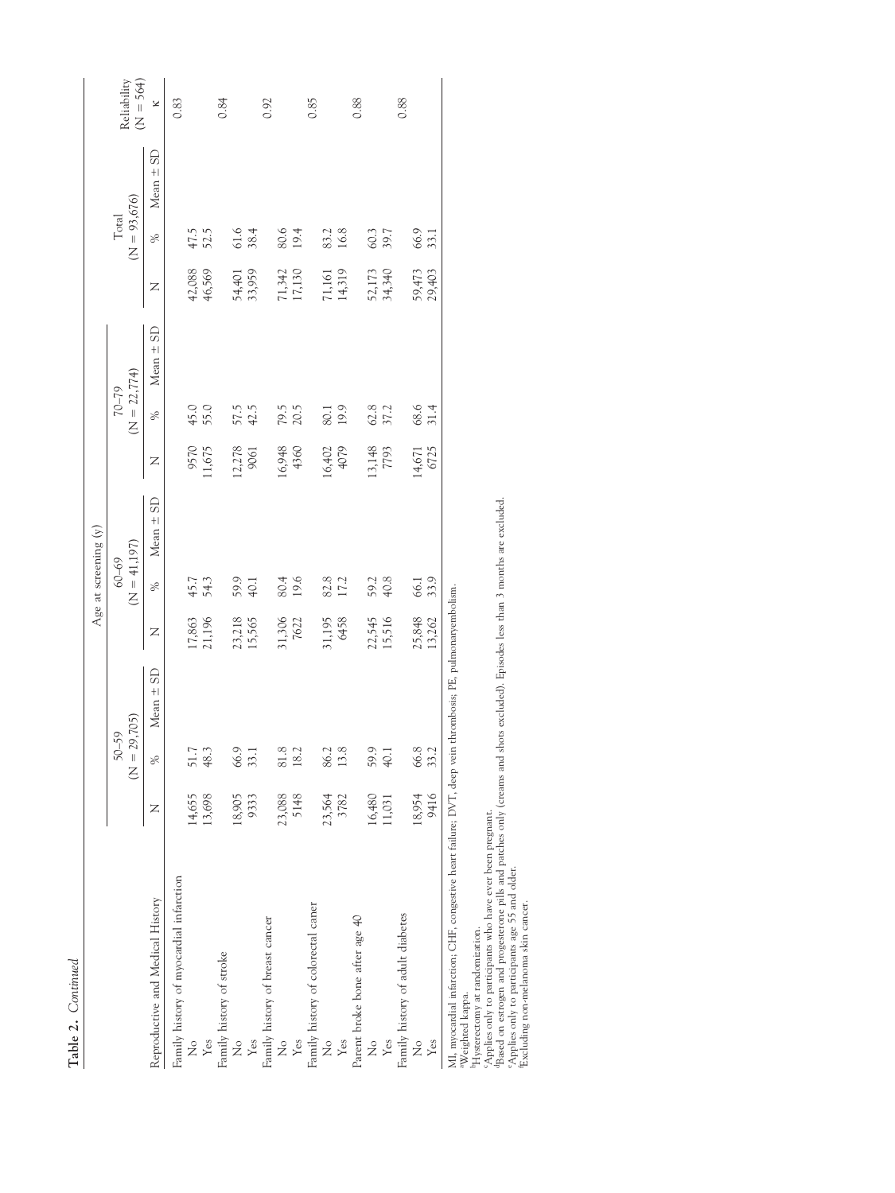**Table 2.** *Continued*

| Reproductive and Medical History | Age at screening (y) | | | | | | | | | Total (N = 93,676) | | | Reliability (N = 564) |
|---|---|---|---|---|---|---|---|---|---|---|---|---|---|
| | 50–59 (N = 29,705) | | | 60–69 (N = 41,197) | | | 70–79 (N = 22,774) | | | | | | |
| | N | % | Mean ± SD | N | % | Mean ± SD | N | % | Mean ± SD | N | % | Mean ± SD | κ |
| Family history of myocardial infarction | | | | | | | | | | | | | 0.83 |
| No | 14,655 | 51.7 | | 17,863 | 45.7 | | 9570 | 45.0 | | 42,088 | 47.5 | | |
| Yes | 13,698 | 48.3 | | 21,196 | 54.3 | | 11,675 | 55.0 | | 46,569 | 52.5 | | |
| Family history of stroke | | | | | | | | | | | | | 0.84 |
| No | 18,905 | 66.9 | | 23,218 | 59.9 | | 12,278 | 57.5 | | 54,401 | 61.6 | | |
| Yes | 9333 | 33.1 | | 15,565 | 40.1 | | 9061 | 42.5 | | 33,959 | 38.4 | | |
| Family history of breast cancer | | | | | | | | | | | | | 0.92 |
| No | 23,088 | 81.8 | | 31,306 | 80.4 | | 16,948 | 79.5 | | 71,342 | 80.6 | | |
| Yes | 5148 | 18.2 | | 7622 | 19.6 | | 4360 | 20.5 | | 17,130 | 19.4 | | |
| Family history of colorectal caner | | | | | | | | | | | | | 0.85 |
| No | 23,564 | 86.2 | | 31,195 | 82.8 | | 16,402 | 80.1 | | 71,161 | 83.2 | | |
| Yes | 3782 | 13.8 | | 6458 | 17.2 | | 4079 | 19.9 | | 14,319 | 16.8 | | |
| Parent broke bone after age 40 | | | | | | | | | | | | | 0.88 |
| No | 16,480 | 59.9 | | 22,545 | 59.2 | | 13,148 | 62.8 | | 52,173 | 60.3 | | |
| Yes | 11,031 | 40.1 | | 15,516 | 40.8 | | 7793 | 37.2 | | 34,340 | 39.7 | | |
| Family history of adult diabetes | | | | | | | | | | | | | 0.88 |
| No | 18,954 | 66.8 | | 25,848 | 66.1 | | 14,671 | 68.6 | | 59,473 | 66.9 | | |
| Yes | 9416 | 33.2 | | 13,262 | 33.9 | | 6725 | 31.4 | | 29,403 | 33.1 | | |

MI, myocardial infarction; CHF, congestive heart failure; DVT, deep vein thrombosis; PE, pulmonaryembolism.
[a]Weighted kappa.
[b]Hysterectomy at randomization.
[c]Applies only to participants who have ever been pregnant.
[d]Based on estrogen and progesterone pills and patches only (creams and shots excluded). Episodes less than 3 months are excluded.
[e]Applies only to participants age 55 and older.
[f]Excluding non-melanoma skin cancer.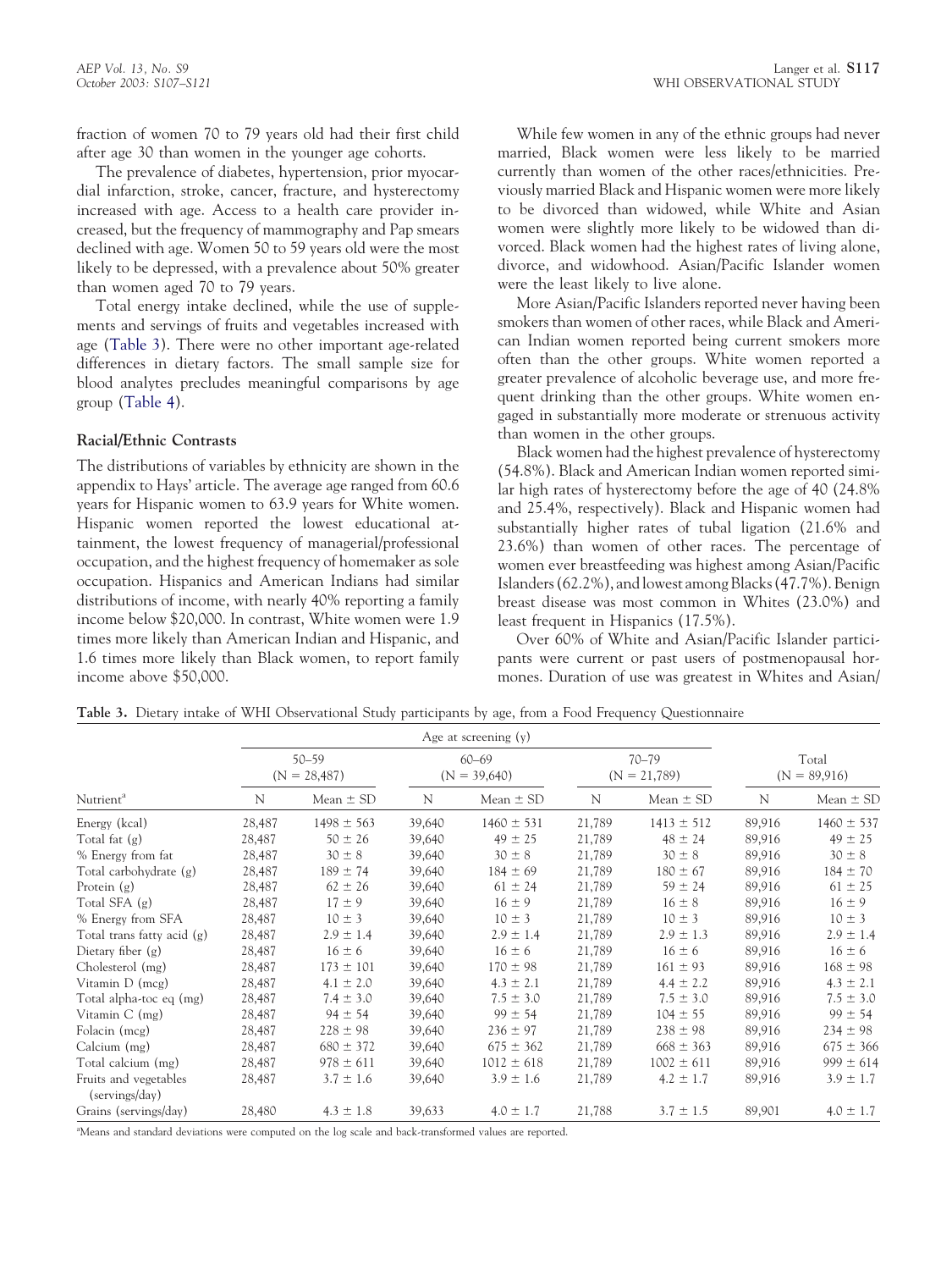fraction of women 70 to 79 years old had their first child after age 30 than women in the younger age cohorts.

The prevalence of diabetes, hypertension, prior myocardial infarction, stroke, cancer, fracture, and hysterectomy increased with age. Access to a health care provider increased, but the frequency of mammography and Pap smears declined with age. Women 50 to 59 years old were the most likely to be depressed, with a prevalence about 50% greater than women aged 70 to 79 years.

Total energy intake declined, while the use of supplements and servings of fruits and vegetables increased with age (Table 3). There were no other important age-related differences in dietary factors. The small sample size for blood analytes precludes meaningful comparisons by age group (Table 4).

### Racial/Ethnic Contrasts

The distributions of variables by ethnicity are shown in the appendix to Hays' article. The average age ranged from 60.6 years for Hispanic women to 63.9 years for White women. Hispanic women reported the lowest educational attainment, the lowest frequency of managerial/professional occupation, and the highest frequency of homemaker as sole occupation. Hispanics and American Indians had similar distributions of income, with nearly 40% reporting a family income below $20,000. In contrast, White women were 1.9 times more likely than American Indian and Hispanic, and 1.6 times more likely than Black women, to report family income above $50,000.

While few women in any of the ethnic groups had never married, Black women were less likely to be married currently than women of the other races/ethnicities. Previously married Black and Hispanic women were more likely to be divorced than widowed, while White and Asian women were slightly more likely to be widowed than divorced. Black women had the highest rates of living alone, divorce, and widowhood. Asian/Pacific Islander women were the least likely to live alone.

More Asian/Pacific Islanders reported never having been smokers than women of other races, while Black and American Indian women reported being current smokers more often than the other groups. White women reported a greater prevalence of alcoholic beverage use, and more frequent drinking than the other groups. White women engaged in substantially more moderate or strenuous activity than women in the other groups.

Black women had the highest prevalence of hysterectomy (54.8%). Black and American Indian women reported similar high rates of hysterectomy before the age of 40 (24.8% and 25.4%, respectively). Black and Hispanic women had substantially higher rates of tubal ligation (21.6% and 23.6%) than women of other races. The percentage of women ever breastfeeding was highest among Asian/Pacific Islanders (62.2%), and lowest among Blacks (47.7%). Benign breast disease was most common in Whites (23.0%) and least frequent in Hispanics (17.5%).

Over 60% of White and Asian/Pacific Islander participants were current or past users of postmenopausal hormones. Duration of use was greatest in Whites and Asian/

**Table 3.** Dietary intake of WHI Observational Study participants by age, from a Food Frequency Questionnaire

| | Age at screening (y) | | | | | | | |
|---|---|---|---|---|---|---|---|---|
| | 50–59 (N = 28,487) | | 60–69 (N = 39,640) | | 70–79 (N = 21,789) | | Total (N = 89,916) | |
| Nutrient[a] | N | Mean ± SD | N | Mean ± SD | N | Mean ± SD | N | Mean ± SD |
| Energy (kcal) | 28,487 | 1498 ± 563 | 39,640 | 1460 ± 531 | 21,789 | 1413 ± 512 | 89,916 | 1460 ± 537 |
| Total fat (g) | 28,487 | 50 ± 26 | 39,640 | 49 ± 25 | 21,789 | 48 ± 24 | 89,916 | 49 ± 25 |
| % Energy from fat | 28,487 | 30 ± 8 | 39,640 | 30 ± 8 | 21,789 | 30 ± 8 | 89,916 | 30 ± 8 |
| Total carbohydrate (g) | 28,487 | 189 ± 74 | 39,640 | 184 ± 69 | 21,789 | 180 ± 67 | 89,916 | 184 ± 70 |
| Protein (g) | 28,487 | 62 ± 26 | 39,640 | 61 ± 24 | 21,789 | 59 ± 24 | 89,916 | 61 ± 25 |
| Total SFA (g) | 28,487 | 17 ± 9 | 39,640 | 16 ± 9 | 21,789 | 16 ± 8 | 89,916 | 16 ± 9 |
| % Energy from SFA | 28,487 | 10 ± 3 | 39,640 | 10 ± 3 | 21,789 | 10 ± 3 | 89,916 | 10 ± 3 |
| Total trans fatty acid (g) | 28,487 | 2.9 ± 1.4 | 39,640 | 2.9 ± 1.4 | 21,789 | 2.9 ± 1.3 | 89,916 | 2.9 ± 1.4 |
| Dietary fiber (g) | 28,487 | 16 ± 6 | 39,640 | 16 ± 6 | 21,789 | 16 ± 6 | 89,916 | 16 ± 6 |
| Cholesterol (mg) | 28,487 | 173 ± 101 | 39,640 | 170 ± 98 | 21,789 | 161 ± 93 | 89,916 | 168 ± 98 |
| Vitamin D (mcg) | 28,487 | 4.1 ± 2.0 | 39,640 | 4.3 ± 2.1 | 21,789 | 4.4 ± 2.2 | 89,916 | 4.3 ± 2.1 |
| Total alpha-toc eq (mg) | 28,487 | 7.4 ± 3.0 | 39,640 | 7.5 ± 3.0 | 21,789 | 7.5 ± 3.0 | 89,916 | 7.5 ± 3.0 |
| Vitamin C (mg) | 28,487 | 94 ± 54 | 39,640 | 99 ± 54 | 21,789 | 104 ± 55 | 89,916 | 99 ± 54 |
| Folacin (mcg) | 28,487 | 228 ± 98 | 39,640 | 236 ± 97 | 21,789 | 238 ± 98 | 89,916 | 234 ± 98 |
| Calcium (mg) | 28,487 | 680 ± 372 | 39,640 | 675 ± 362 | 21,789 | 668 ± 363 | 89,916 | 675 ± 366 |
| Total calcium (mg) | 28,487 | 978 ± 611 | 39,640 | 1012 ± 618 | 21,789 | 1002 ± 611 | 89,916 | 999 ± 614 |
| Fruits and vegetables (servings/day) | 28,487 | 3.7 ± 1.6 | 39,640 | 3.9 ± 1.6 | 21,789 | 4.2 ± 1.7 | 89,916 | 3.9 ± 1.7 |
| Grains (servings/day) | 28,480 | 4.3 ± 1.8 | 39,633 | 4.0 ± 1.7 | 21,788 | 3.7 ± 1.5 | 89,901 | 4.0 ± 1.7 |

[a]Means and standard deviations were computed on the log scale and back-transformed values are reported.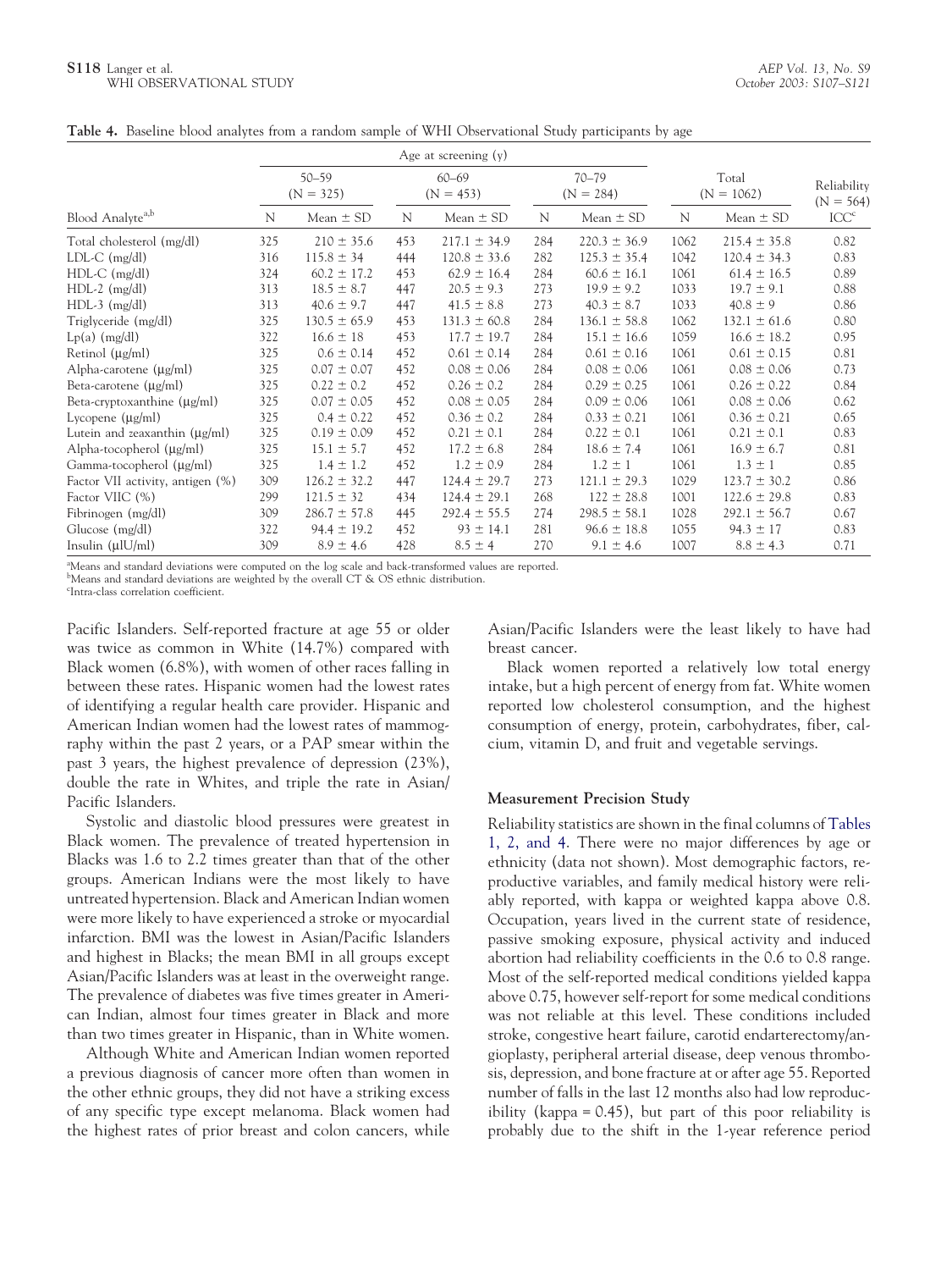**Table 4.** Baseline blood analytes from a random sample of WHI Observational Study participants by age

| | Age at screening (y) | | | | | | | | |
|---|---|---|---|---|---|---|---|---|---|
| | 50–59 (N = 325) | | 60–69 (N = 453) | | 70–79 (N = 284) | | Total (N = 1062) | | Reliability (N = 564) |
| Blood Analyte[a,b] | N | Mean ± SD | N | Mean ± SD | N | Mean ± SD | N | Mean ± SD | ICC[c] |
| Total cholesterol (mg/dl) | 325 | 210 ± 35.6 | 453 | 217.1 ± 34.9 | 284 | 220.3 ± 36.9 | 1062 | 215.4 ± 35.8 | 0.82 |
| LDL-C (mg/dl) | 316 | 115.8 ± 34 | 444 | 120.8 ± 33.6 | 282 | 125.3 ± 35.4 | 1042 | 120.4 ± 34.3 | 0.83 |
| HDL-C (mg/dl) | 324 | 60.2 ± 17.2 | 453 | 62.9 ± 16.4 | 284 | 60.6 ± 16.1 | 1061 | 61.4 ± 16.5 | 0.89 |
| HDL-2 (mg/dl) | 313 | 18.5 ± 8.7 | 447 | 20.5 ± 9.3 | 273 | 19.9 ± 9.2 | 1033 | 19.7 ± 9.1 | 0.88 |
| HDL-3 (mg/dl) | 313 | 40.6 ± 9.7 | 447 | 41.5 ± 8.8 | 273 | 40.3 ± 8.7 | 1033 | 40.8 ± 9 | 0.86 |
| Triglyceride (mg/dl) | 325 | 130.5 ± 65.9 | 453 | 131.3 ± 60.8 | 284 | 136.1 ± 58.8 | 1062 | 132.1 ± 61.6 | 0.80 |
| Lp(a) (mg/dl) | 322 | 16.6 ± 18 | 453 | 17.7 ± 19.7 | 284 | 15.1 ± 16.6 | 1059 | 16.6 ± 18.2 | 0.95 |
| Retinol (μg/ml) | 325 | 0.6 ± 0.14 | 452 | 0.61 ± 0.14 | 284 | 0.61 ± 0.16 | 1061 | 0.61 ± 0.15 | 0.81 |
| Alpha-carotene (μg/ml) | 325 | 0.07 ± 0.07 | 452 | 0.08 ± 0.06 | 284 | 0.08 ± 0.06 | 1061 | 0.08 ± 0.06 | 0.73 |
| Beta-carotene (μg/ml) | 325 | 0.22 ± 0.2 | 452 | 0.26 ± 0.2 | 284 | 0.29 ± 0.25 | 1061 | 0.26 ± 0.22 | 0.84 |
| Beta-cryptoxanthine (μg/ml) | 325 | 0.07 ± 0.05 | 452 | 0.08 ± 0.05 | 284 | 0.09 ± 0.06 | 1061 | 0.08 ± 0.06 | 0.62 |
| Lycopene (μg/ml) | 325 | 0.4 ± 0.22 | 452 | 0.36 ± 0.2 | 284 | 0.33 ± 0.21 | 1061 | 0.36 ± 0.21 | 0.65 |
| Lutein and zeaxanthin (μg/ml) | 325 | 0.19 ± 0.09 | 452 | 0.21 ± 0.1 | 284 | 0.22 ± 0.1 | 1061 | 0.21 ± 0.1 | 0.83 |
| Alpha-tocopherol (μg/ml) | 325 | 15.1 ± 5.7 | 452 | 17.2 ± 6.8 | 284 | 18.6 ± 7.4 | 1061 | 16.9 ± 6.7 | 0.81 |
| Gamma-tocopherol (μg/ml) | 325 | 1.4 ± 1.2 | 452 | 1.2 ± 0.9 | 284 | 1.2 ± 1 | 1061 | 1.3 ± 1 | 0.85 |
| Factor VII activity, antigen (%) | 309 | 126.2 ± 32.2 | 447 | 124.4 ± 29.7 | 273 | 121.1 ± 29.3 | 1029 | 123.7 ± 30.2 | 0.86 |
| Factor VIIC (%) | 299 | 121.5 ± 32 | 434 | 124.4 ± 29.1 | 268 | 122 ± 28.8 | 1001 | 122.6 ± 29.8 | 0.83 |
| Fibrinogen (mg/dl) | 309 | 286.7 ± 57.8 | 445 | 292.4 ± 55.5 | 274 | 298.5 ± 58.1 | 1028 | 292.1 ± 56.7 | 0.67 |
| Glucose (mg/dl) | 322 | 94.4 ± 19.2 | 452 | 93 ± 14.1 | 281 | 96.6 ± 18.8 | 1055 | 94.3 ± 17 | 0.83 |
| Insulin (μIU/ml) | 309 | 8.9 ± 4.6 | 428 | 8.5 ± 4 | 270 | 9.1 ± 4.6 | 1007 | 8.8 ± 4.3 | 0.71 |

[a]Means and standard deviations were computed on the log scale and back-transformed values are reported.
[b]Means and standard deviations are weighted by the overall CT & OS ethnic distribution.
[c]Intra-class correlation coefficient.

Pacific Islanders. Self-reported fracture at age 55 or older was twice as common in White (14.7%) compared with Black women (6.8%), with women of other races falling in between these rates. Hispanic women had the lowest rates of identifying a regular health care provider. Hispanic and American Indian women had the lowest rates of mammography within the past 2 years, or a PAP smear within the past 3 years, the highest prevalence of depression (23%), double the rate in Whites, and triple the rate in Asian/Pacific Islanders.

Systolic and diastolic blood pressures were greatest in Black women. The prevalence of treated hypertension in Blacks was 1.6 to 2.2 times greater than that of the other groups. American Indians were the most likely to have untreated hypertension. Black and American Indian women were more likely to have experienced a stroke or myocardial infarction. BMI was the lowest in Asian/Pacific Islanders and highest in Blacks; the mean BMI in all groups except Asian/Pacific Islanders was at least in the overweight range. The prevalence of diabetes was five times greater in American Indian, almost four times greater in Black and more than two times greater in Hispanic, than in White women.

Although White and American Indian women reported a previous diagnosis of cancer more often than women in the other ethnic groups, they did not have a striking excess of any specific type except melanoma. Black women had the highest rates of prior breast and colon cancers, while Asian/Pacific Islanders were the least likely to have had breast cancer.

Black women reported a relatively low total energy intake, but a high percent of energy from fat. White women reported low cholesterol consumption, and the highest consumption of energy, protein, carbohydrates, fiber, calcium, vitamin D, and fruit and vegetable servings.

### Measurement Precision Study

Reliability statistics are shown in the final columns of Tables 1, 2, and 4. There were no major differences by age or ethnicity (data not shown). Most demographic factors, reproductive variables, and family medical history were reliably reported, with kappa or weighted kappa above 0.8. Occupation, years lived in the current state of residence, passive smoking exposure, physical activity and induced abortion had reliability coefficients in the 0.6 to 0.8 range. Most of the self-reported medical conditions yielded kappa above 0.75, however self-report for some medical conditions was not reliable at this level. These conditions included stroke, congestive heart failure, carotid endarterectomy/angioplasty, peripheral arterial disease, deep venous thrombosis, depression, and bone fracture at or after age 55. Reported number of falls in the last 12 months also had low reproducibility (kappa = 0.45), but part of this poor reliability is probably due to the shift in the 1-year reference period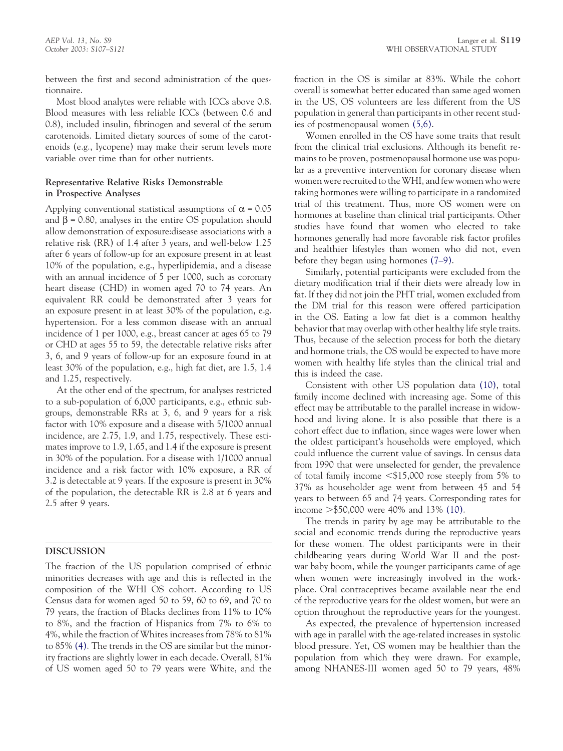between the first and second administration of the questionnaire.

Most blood analytes were reliable with ICCs above 0.8. Blood measures with less reliable ICCs (between 0.6 and 0.8), included insulin, fibrinogen and several of the serum carotenoids. Limited dietary sources of some of the carotenoids (e.g., lycopene) may make their serum levels more variable over time than for other nutrients.

### Representative Relative Risks Demonstrable in Prospective Analyses

Applying conventional statistical assumptions of $\alpha = 0.05$ and $\beta = 0.80$, analyses in the entire OS population should allow demonstration of exposure:disease associations with a relative risk (RR) of 1.4 after 3 years, and well-below 1.25 after 6 years of follow-up for an exposure present in at least 10% of the population, e.g., hyperlipidemia, and a disease with an annual incidence of 5 per 1000, such as coronary heart disease (CHD) in women aged 70 to 74 years. An equivalent RR could be demonstrated after 3 years for an exposure present in at least 30% of the population, e.g. hypertension. For a less common disease with an annual incidence of 1 per 1000, e.g., breast cancer at ages 65 to 79 or CHD at ages 55 to 59, the detectable relative risks after 3, 6, and 9 years of follow-up for an exposure found in at least 30% of the population, e.g., high fat diet, are 1.5, 1.4 and 1.25, respectively.

At the other end of the spectrum, for analyses restricted to a sub-population of 6,000 participants, e.g., ethnic subgroups, demonstrable RRs at 3, 6, and 9 years for a risk factor with 10% exposure and a disease with 5/1000 annual incidence, are 2.75, 1.9, and 1.75, respectively. These estimates improve to 1.9, 1.65, and 1.4 if the exposure is present in 30% of the population. For a disease with 1/1000 annual incidence and a risk factor with 10% exposure, a RR of 3.2 is detectable at 9 years. If the exposure is present in 30% of the population, the detectable RR is 2.8 at 6 years and 2.5 after 9 years.

## DISCUSSION

The fraction of the US population comprised of ethnic minorities decreases with age and this is reflected in the composition of the WHI OS cohort. According to US Census data for women aged 50 to 59, 60 to 69, and 70 to 79 years, the fraction of Blacks declines from 11% to 10% to 8%, and the fraction of Hispanics from 7% to 6% to 4%, while the fraction of Whites increases from 78% to 81% to 85% (4). The trends in the OS are similar but the minority fractions are slightly lower in each decade. Overall, 81% of US women aged 50 to 79 years were White, and the fraction in the OS is similar at 83%. While the cohort overall is somewhat better educated than same aged women in the US, OS volunteers are less different from the US population in general than participants in other recent studies of postmenopausal women (5,6).

Women enrolled in the OS have some traits that result from the clinical trial exclusions. Although its benefit remains to be proven, postmenopausal hormone use was popular as a preventive intervention for coronary disease when women were recruited to the WHI, and few women who were taking hormones were willing to participate in a randomized trial of this treatment. Thus, more OS women were on hormones at baseline than clinical trial participants. Other studies have found that women who elected to take hormones generally had more favorable risk factor profiles and healthier lifestyles than women who did not, even before they began using hormones (7–9).

Similarly, potential participants were excluded from the dietary modification trial if their diets were already low in fat. If they did not join the PHT trial, women excluded from the DM trial for this reason were offered participation in the OS. Eating a low fat diet is a common healthy behavior that may overlap with other healthy life style traits. Thus, because of the selection process for both the dietary and hormone trials, the OS would be expected to have more women with healthy life styles than the clinical trial and this is indeed the case.

Consistent with other US population data (10), total family income declined with increasing age. Some of this effect may be attributable to the parallel increase in widowhood and living alone. It is also possible that there is a cohort effect due to inflation, since wages were lower when the oldest participant's households were employed, which could influence the current value of savings. In census data from 1990 that were unselected for gender, the prevalence of total family income <$15,000 rose steeply from 5% to 37% as householder age went from between 45 and 54 years to between 65 and 74 years. Corresponding rates for income >$50,000 were 40% and 13% (10).

The trends in parity by age may be attributable to the social and economic trends during the reproductive years for these women. The oldest participants were in their childbearing years during World War II and the post-war baby boom, while the younger participants came of age when women were increasingly involved in the workplace. Oral contraceptives became available near the end of the reproductive years for the oldest women, but were an option throughout the reproductive years for the youngest.

As expected, the prevalence of hypertension increased with age in parallel with the age-related increases in systolic blood pressure. Yet, OS women may be healthier than the population from which they were drawn. For example, among NHANES-III women aged 50 to 79 years, 48%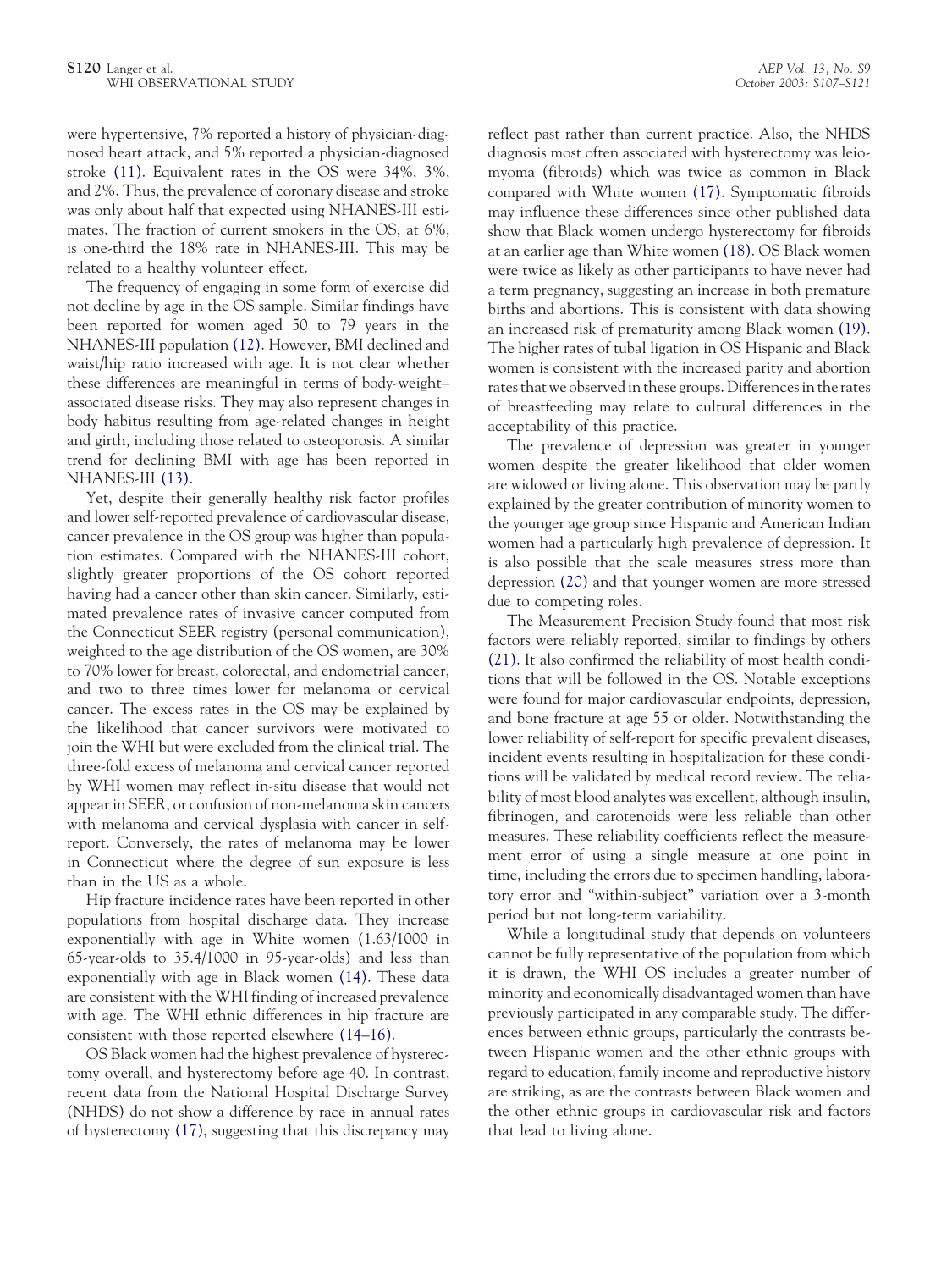were hypertensive, 7% reported a history of physician-diagnosed heart attack, and 5% reported a physician-diagnosed stroke (11). Equivalent rates in the OS were 34%, 3%, and 2%. Thus, the prevalence of coronary disease and stroke was only about half that expected using NHANES-III estimates. The fraction of current smokers in the OS, at 6%, is one-third the 18% rate in NHANES-III. This may be related to a healthy volunteer effect.

The frequency of engaging in some form of exercise did not decline by age in the OS sample. Similar findings have been reported for women aged 50 to 79 years in the NHANES-III population (12). However, BMI declined and waist/hip ratio increased with age. It is not clear whether these differences are meaningful in terms of body-weight–associated disease risks. They may also represent changes in body habitus resulting from age-related changes in height and girth, including those related to osteoporosis. A similar trend for declining BMI with age has been reported in NHANES-III (13).

Yet, despite their generally healthy risk factor profiles and lower self-reported prevalence of cardiovascular disease, cancer prevalence in the OS group was higher than population estimates. Compared with the NHANES-III cohort, slightly greater proportions of the OS cohort reported having had a cancer other than skin cancer. Similarly, estimated prevalence rates of invasive cancer computed from the Connecticut SEER registry (personal communication), weighted to the age distribution of the OS women, are 30% to 70% lower for breast, colorectal, and endometrial cancer, and two to three times lower for melanoma or cervical cancer. The excess rates in the OS may be explained by the likelihood that cancer survivors were motivated to join the WHI but were excluded from the clinical trial. The three-fold excess of melanoma and cervical cancer reported by WHI women may reflect in-situ disease that would not appear in SEER, or confusion of non-melanoma skin cancers with melanoma and cervical dysplasia with cancer in self-report. Conversely, the rates of melanoma may be lower in Connecticut where the degree of sun exposure is less than in the US as a whole.

Hip fracture incidence rates have been reported in other populations from hospital discharge data. They increase exponentially with age in White women (1.63/1000 in 65-year-olds to 35.4/1000 in 95-year-olds) and less than exponentially with age in Black women (14). These data are consistent with the WHI finding of increased prevalence with age. The WHI ethnic differences in hip fracture are consistent with those reported elsewhere (14–16).

OS Black women had the highest prevalence of hysterectomy overall, and hysterectomy before age 40. In contrast, recent data from the National Hospital Discharge Survey (NHDS) do not show a difference by race in annual rates of hysterectomy (17), suggesting that this discrepancy may reflect past rather than current practice. Also, the NHDS diagnosis most often associated with hysterectomy was leiomyoma (fibroids) which was twice as common in Black compared with White women (17). Symptomatic fibroids may influence these differences since other published data show that Black women undergo hysterectomy for fibroids at an earlier age than White women (18). OS Black women were twice as likely as other participants to have never had a term pregnancy, suggesting an increase in both premature births and abortions. This is consistent with data showing an increased risk of prematurity among Black women (19). The higher rates of tubal ligation in OS Hispanic and Black women is consistent with the increased parity and abortion rates that we observed in these groups. Differences in the rates of breastfeeding may relate to cultural differences in the acceptability of this practice.

The prevalence of depression was greater in younger women despite the greater likelihood that older women are widowed or living alone. This observation may be partly explained by the greater contribution of minority women to the younger age group since Hispanic and American Indian women had a particularly high prevalence of depression. It is also possible that the scale measures stress more than depression (20) and that younger women are more stressed due to competing roles.

The Measurement Precision Study found that most risk factors were reliably reported, similar to findings by others (21). It also confirmed the reliability of most health conditions that will be followed in the OS. Notable exceptions were found for major cardiovascular endpoints, depression, and bone fracture at age 55 or older. Notwithstanding the lower reliability of self-report for specific prevalent diseases, incident events resulting in hospitalization for these conditions will be validated by medical record review. The reliability of most blood analytes was excellent, although insulin, fibrinogen, and carotenoids were less reliable than other measures. These reliability coefficients reflect the measurement error of using a single measure at one point in time, including the errors due to specimen handling, laboratory error and "within-subject" variation over a 3-month period but not long-term variability.

While a longitudinal study that depends on volunteers cannot be fully representative of the population from which it is drawn, the WHI OS includes a greater number of minority and economically disadvantaged women than have previously participated in any comparable study. The differences between ethnic groups, particularly the contrasts between Hispanic women and the other ethnic groups with regard to education, family income and reproductive history are striking, as are the contrasts between Black women and the other ethnic groups in cardiovascular risk and factors that lead to living alone.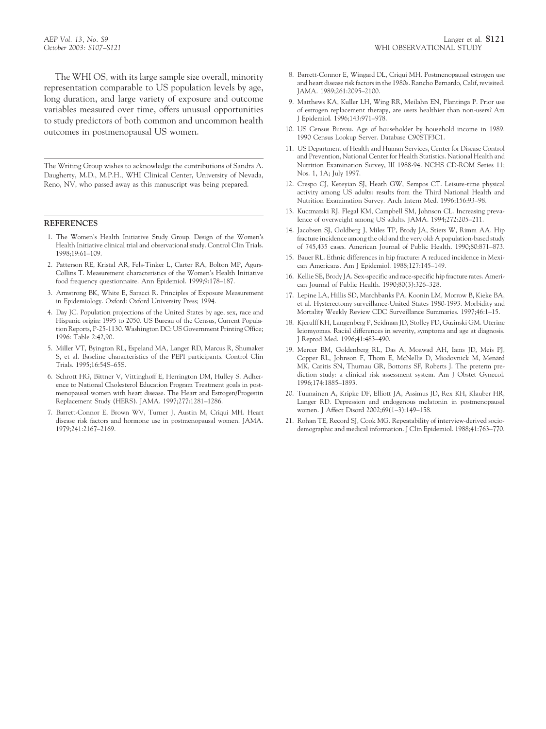The WHI OS, with its large sample size overall, minority representation comparable to US population levels by age, long duration, and large variety of exposure and outcome variables measured over time, offers unusual opportunities to study predictors of both common and uncommon health outcomes in postmenopausal US women.

---

The Writing Group wishes to acknowledge the contributions of Sandra A. Daugherty, M.D., M.P.H., WHI Clinical Center, University of Nevada, Reno, NV, who passed away as this manuscript was being prepared.

---

## REFERENCES

1. The Women's Health Initiative Study Group. Design of the Women's Health Initiative clinical trial and observational study. Control Clin Trials. 1998;19:61–109.
2. Patterson RE, Kristal AR, Fels-Tinker L, Carter RA, Bolton MP, Agurs-Collins T. Measurement characteristics of the Women's Health Initiative food frequency questionnaire. Ann Epidemiol. 1999;9:178–187.
3. Armstrong BK, White E, Saracci R. Principles of Exposure Measurement in Epidemiology. Oxford: Oxford University Press; 1994.
4. Day JC. Population projections of the United States by age, sex, race and Hispanic origin: 1995 to 2050. US Bureau of the Census, Current Population Reports, P-25-1130. Washington DC: US Government Printing Office; 1996: Table 2:42,90.
5. Miller VT, Byington RL, Espeland MA, Langer RD, Marcus R, Shumaker S, et al. Baseline characteristics of the PEPI participants. Control Clin Trials. 1995;16:54S–65S.
6. Schrott HG, Bittner V, Vittinghoff E, Herrington DM, Hulley S. Adherence to National Cholesterol Education Program Treatment goals in postmenopausal women with heart disease. The Heart and Estrogen/Progestin Replacement Study (HERS). JAMA. 1997;277:1281–1286.
7. Barrett-Connor E, Brown WV, Turner J, Austin M, Criqui MH. Heart disease risk factors and hormone use in postmenopausal women. JAMA. 1979;241:2167–2169.
8. Barrett-Connor E, Wingard DL, Criqui MH. Postmenopausal estrogen use and heart disease risk factors in the 1980s. Rancho Bernardo, Calif, revisited. JAMA. 1989;261:2095–2100.
9. Matthews KA, Kuller LH, Wing RR, Meilahn EN, Plantinga P. Prior use of estrogen replacement therapy, are users healthier than non-users? Am J Epidemiol. 1996;143:971–978.
10. US Census Bureau. Age of householder by household income in 1989. 1990 Census Lookup Server. Database C90STF3C1.
11. US Department of Health and Human Services, Center for Disease Control and Prevention, National Center for Health Statistics. National Health and Nutrition Examination Survey, III 1988-94. NCHS CD-ROM Series 11; Nos. 1, 1A; July 1997.
12. Crespo CJ, Keteyian SJ, Heath GW, Sempos CT. Leisure-time physical activity among US adults: results from the Third National Health and Nutrition Examination Survey. Arch Intern Med. 1996;156:93–98.
13. Kuczmarski RJ, Flegal KM, Campbell SM, Johnson CL. Increasing prevalence of overweight among US adults. JAMA. 1994;272:205–211.
14. Jacobsen SJ, Goldberg J, Miles TP, Brody JA, Stiers W, Rimm AA. Hip fracture incidence among the old and the very old: A population-based study of 745,435 cases. American Journal of Public Health. 1990;80:871–873.
15. Bauer RL. Ethnic differences in hip fracture: A reduced incidence in Mexican Americans. Am J Epidemiol. 1988;127:145–149.
16. Kellie SE, Brody JA. Sex-specific and race-specific hip fracture rates. American Journal of Public Health. 1990;80(3):326–328.
17. Lepine LA, Hillis SD, Marchbanks PA, Koonin LM, Morrow B, Kieke BA, et al. Hysterectomy surveillance-United States 1980-1993. Morbidity and Mortality Weekly Review CDC Surveillance Summaries. 1997;46:1–15.
18. Kjerulff KH, Langenberg P, Seidman JD, Stolley PD, Guzinski GM. Uterine leiomyomas. Racial differences in severity, symptoms and age at diagnosis. J Reprod Med. 1996;41:483–490.
19. Mercer BM, Goldenberg RL, Das A, Moawad AH, Iams JD, Meis PJ, Copper RL, Johnson F, Thom E, McNellis D, Miodovnick M, Menard MK, Caritis SN, Thurnau GR, Bottoms SF, Roberts J. The preterm prediction study: a clinical risk assessment system. Am J Obstet Gynecol. 1996;174:1885–1893.
20. Tuunainen A, Kripke DF, Elliott JA, Assimus JD, Rex KH, Klauber HR, Langer RD. Depression and endogenous melatonin in postmenopausal women. J Affect Disord 2002;69(1–3):149–158.
21. Rohan TE, Record SJ, Cook MG. Repeatability of interview-derived sociodemographic and medical information. J Clin Epidemiol. 1988;41:763–770.